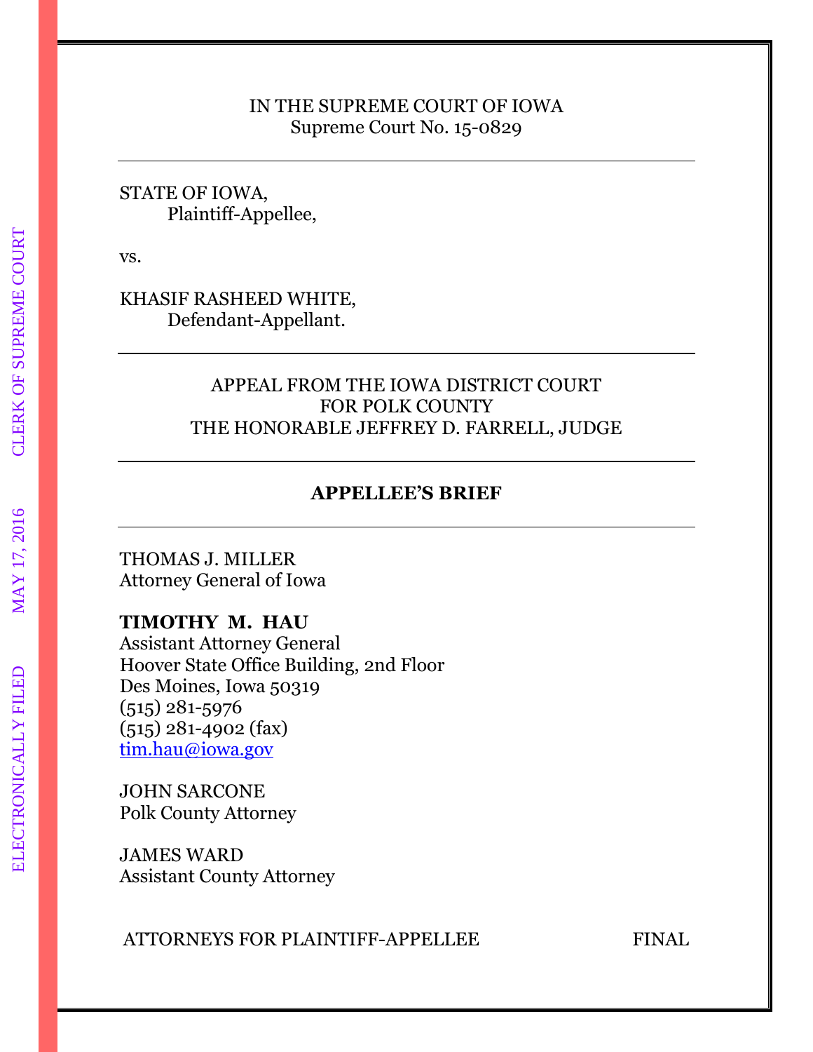IN THE SUPREME COURT OF IOWA
Supreme Court No. 15-0829

---

STATE OF IOWA,
Plaintiff-Appellee,

vs.

KHASIF RASHEED WHITE,
Defendant-Appellant.

---

APPEAL FROM THE IOWA DISTRICT COURT
FOR POLK COUNTY
THE HONORABLE JEFFREY D. FARRELL, JUDGE

---

**APPELLEE'S BRIEF**

---

THOMAS J. MILLER
Attorney General of Iowa

**TIMOTHY M. HAU**
Assistant Attorney General
Hoover State Office Building, 2nd Floor
Des Moines, Iowa 50319
(515) 281-5976
(515) 281-4902 (fax)
tim.hau@iowa.gov

JOHN SARCONE
Polk County Attorney

JAMES WARD
Assistant County Attorney

ATTORNEYS FOR PLAINTIFF-APPELLEE FINAL

ELECTRONICALLY FILED MAY 17, 2016 CLERK OF SUPREME COURT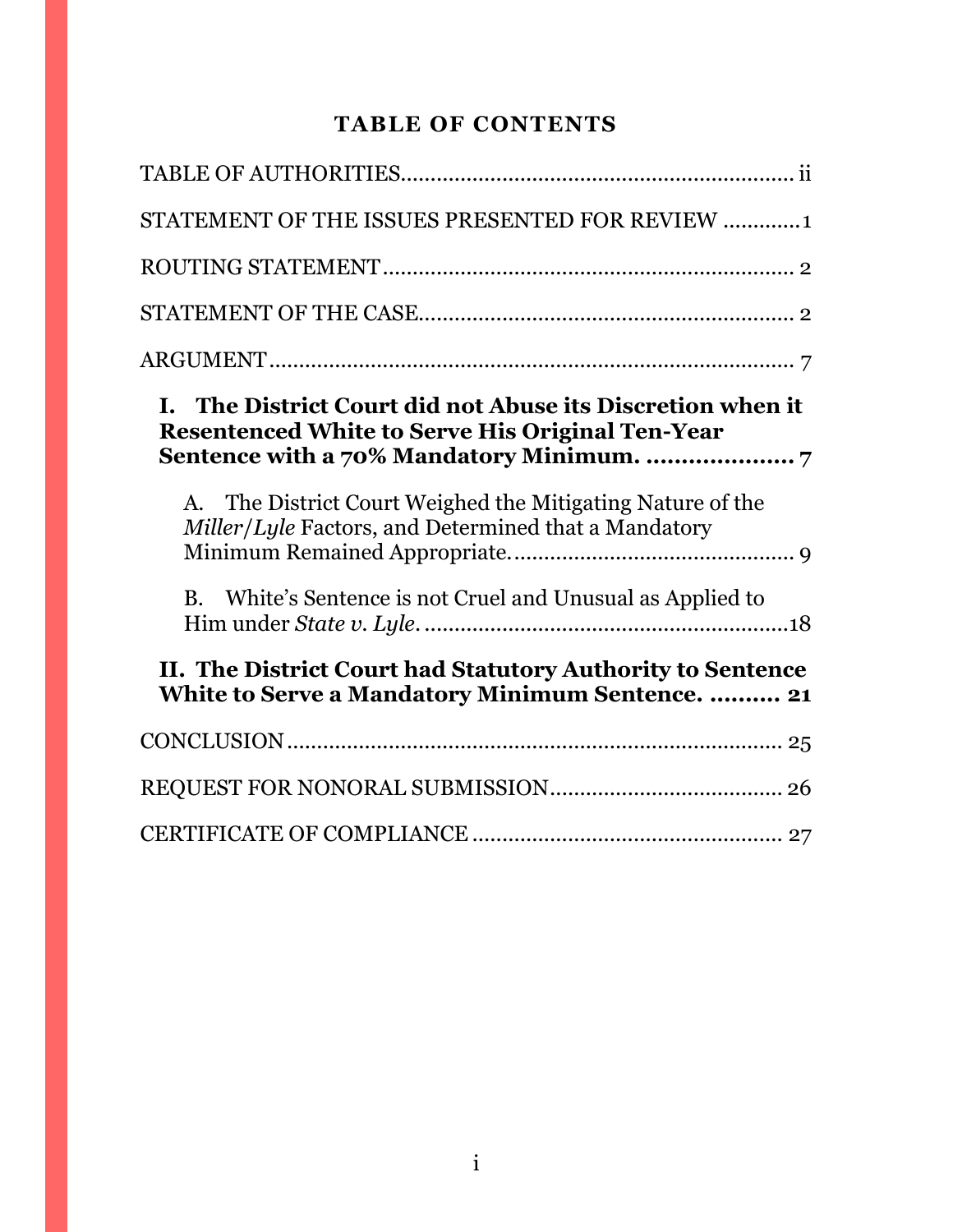## TABLE OF CONTENTS

TABLE OF AUTHORITIES .......... ii

STATEMENT OF THE ISSUES PRESENTED FOR REVIEW .......... 1

ROUTING STATEMENT .......... 2

STATEMENT OF THE CASE .......... 2

ARGUMENT .......... 7

**I. The District Court did not Abuse its Discretion when it Resentenced White to Serve His Original Ten-Year Sentence with a 70% Mandatory Minimum. .......... 7**

A. The District Court Weighed the Mitigating Nature of the *Miller*/*Lyle* Factors, and Determined that a Mandatory Minimum Remained Appropriate. .......... 9

B. White's Sentence is not Cruel and Unusual as Applied to Him under *State v. Lyle*. .......... 18

**II. The District Court had Statutory Authority to Sentence White to Serve a Mandatory Minimum Sentence. .......... 21**

CONCLUSION .......... 25

REQUEST FOR NONORAL SUBMISSION .......... 26

CERTIFICATE OF COMPLIANCE .......... 27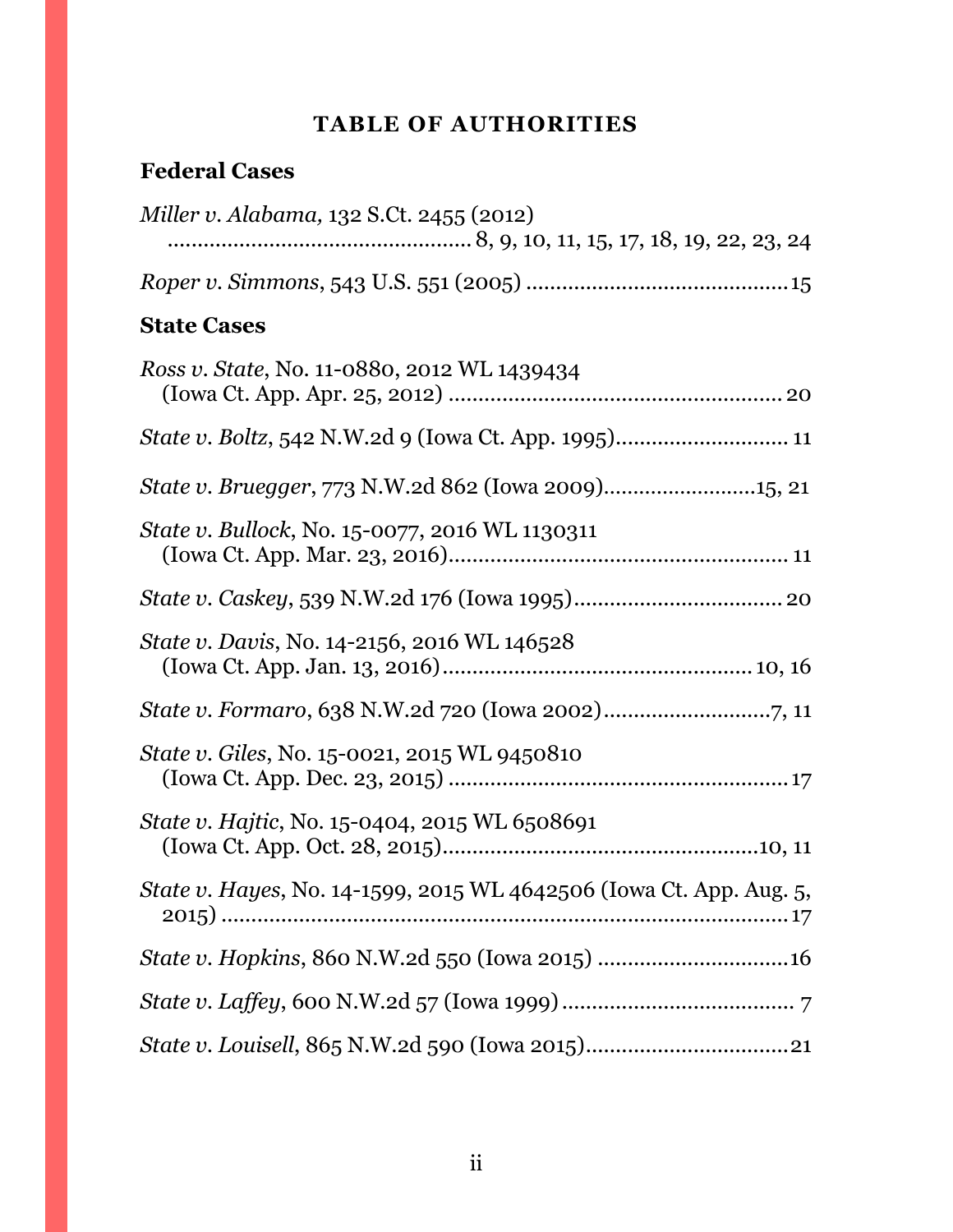# TABLE OF AUTHORITIES

## Federal Cases

*Miller v. Alabama,* 132 S.Ct. 2455 (2012) ................................................ 8, 9, 10, 11, 15, 17, 18, 19, 22, 23, 24

*Roper v. Simmons*, 543 U.S. 551 (2005) ........................................... 15

## State Cases

*Ross v. State*, No. 11-0880, 2012 WL 1439434 (Iowa Ct. App. Apr. 25, 2012) ........................................................ 20

*State v. Boltz*, 542 N.W.2d 9 (Iowa Ct. App. 1995)............................ 11

*State v. Bruegger*, 773 N.W.2d 862 (Iowa 2009)..........................15, 21

*State v. Bullock*, No. 15-0077, 2016 WL 1130311 (Iowa Ct. App. Mar. 23, 2016)......................................................... 11

*State v. Caskey*, 539 N.W.2d 176 (Iowa 1995).................................. 20

*State v. Davis*, No. 14-2156, 2016 WL 146528 (Iowa Ct. App. Jan. 13, 2016).................................................. 10, 16

*State v. Formaro*, 638 N.W.2d 720 (Iowa 2002)............................7, 11

*State v. Giles*, No. 15-0021, 2015 WL 9450810 (Iowa Ct. App. Dec. 23, 2015) ......................................................... 17

*State v. Hajtic*, No. 15-0404, 2015 WL 6508691 (Iowa Ct. App. Oct. 28, 2015)....................................................10, 11

*State v. Hayes*, No. 14-1599, 2015 WL 4642506 (Iowa Ct. App. Aug. 5, 2015) ...................................................................................... 17

*State v. Hopkins*, 860 N.W.2d 550 (Iowa 2015) ...............................16

*State v. Laffey*, 600 N.W.2d 57 (Iowa 1999) ...................................... 7

*State v. Louisell*, 865 N.W.2d 590 (Iowa 2015)..................................21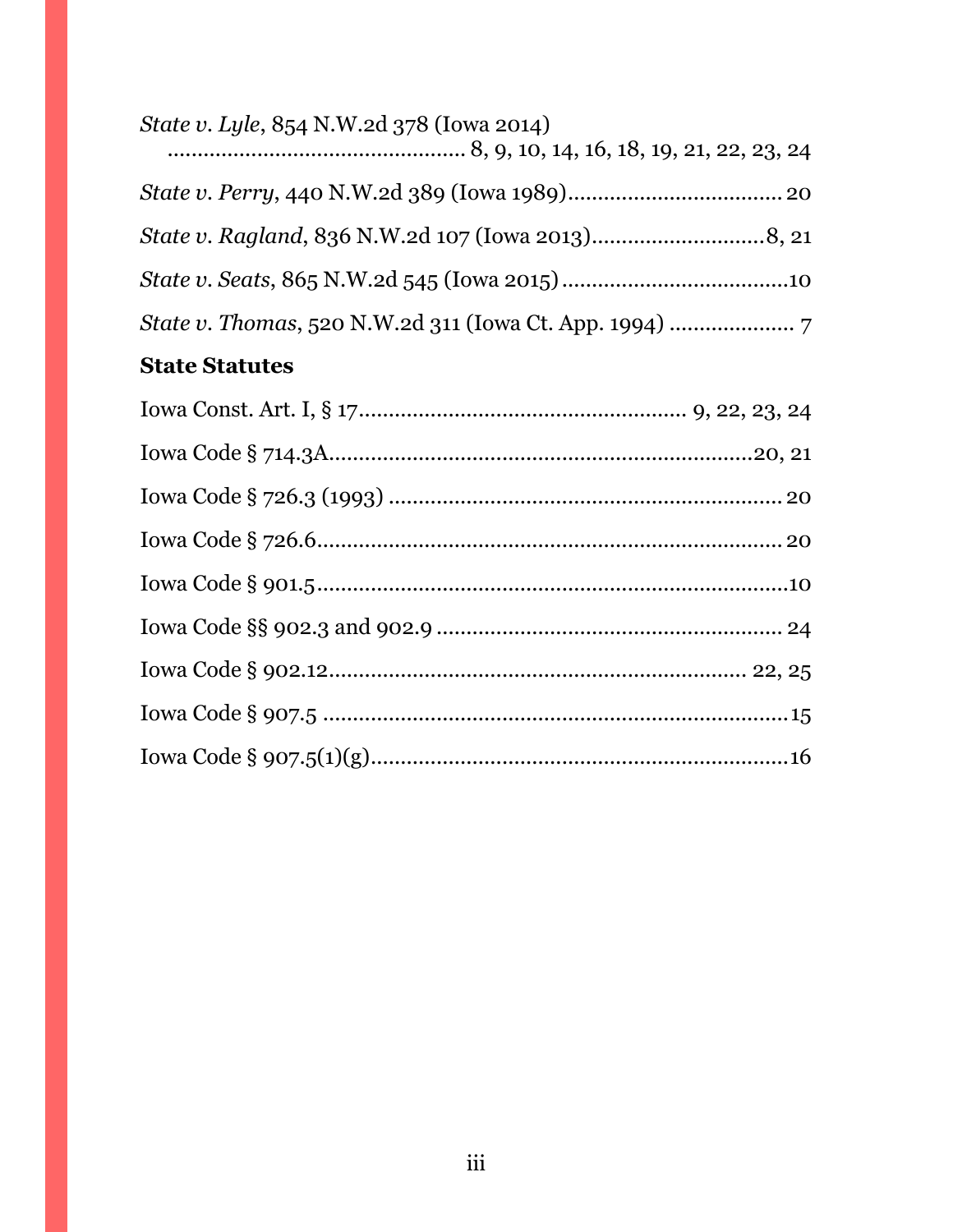*State v. Lyle*, 854 N.W.2d 378 (Iowa 2014) ................................................ 8, 9, 10, 14, 16, 18, 19, 21, 22, 23, 24

*State v. Perry*, 440 N.W.2d 389 (Iowa 1989).................................. 20

*State v. Ragland*, 836 N.W.2d 107 (Iowa 2013)............................8, 21

*State v. Seats*, 865 N.W.2d 545 (Iowa 2015).....................................10

*State v. Thomas*, 520 N.W.2d 311 (Iowa Ct. App. 1994) .................... 7

**State Statutes**

Iowa Const. Art. I, § 17...................................................... 9, 22, 23, 24

Iowa Code § 714.3A......................................................................20, 21

Iowa Code § 726.3 (1993) .................................................................. 20

Iowa Code § 726.6............................................................................. 20

Iowa Code § 901.5..............................................................................10

Iowa Code §§ 902.3 and 902.9 .......................................................... 24

Iowa Code § 902.12..................................................................... 22, 25

Iowa Code § 907.5 ..............................................................................15

Iowa Code § 907.5(1)(g)......................................................................16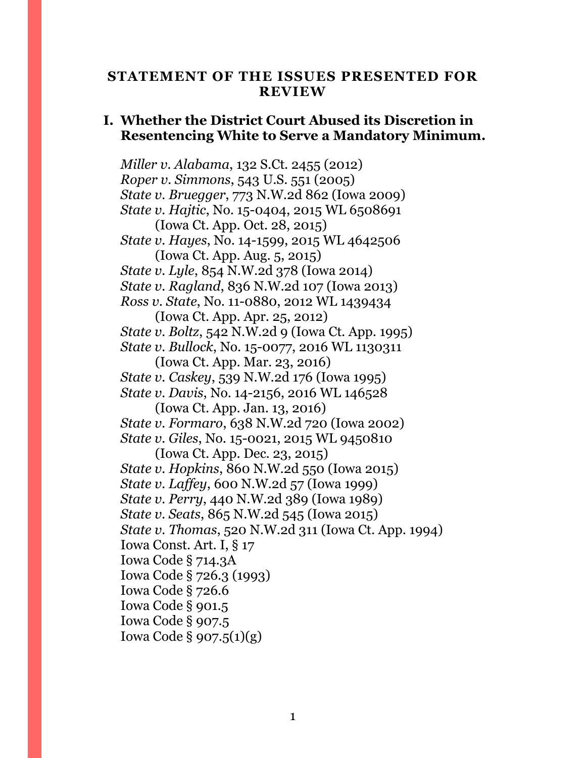# STATEMENT OF THE ISSUES PRESENTED FOR REVIEW

## I. Whether the District Court Abused its Discretion in Resentencing White to Serve a Mandatory Minimum.

*Miller v. Alabama*, 132 S.Ct. 2455 (2012)
*Roper v. Simmons*, 543 U.S. 551 (2005)
*State v. Bruegger*, 773 N.W.2d 862 (Iowa 2009)
*State v. Hajtic*, No. 15-0404, 2015 WL 6508691 (Iowa Ct. App. Oct. 28, 2015)
*State v. Hayes*, No. 14-1599, 2015 WL 4642506 (Iowa Ct. App. Aug. 5, 2015)
*State v. Lyle*, 854 N.W.2d 378 (Iowa 2014)
*State v. Ragland*, 836 N.W.2d 107 (Iowa 2013)
*Ross v. State*, No. 11-0880, 2012 WL 1439434 (Iowa Ct. App. Apr. 25, 2012)
*State v. Boltz*, 542 N.W.2d 9 (Iowa Ct. App. 1995)
*State v. Bullock*, No. 15-0077, 2016 WL 1130311 (Iowa Ct. App. Mar. 23, 2016)
*State v. Caskey*, 539 N.W.2d 176 (Iowa 1995)
*State v. Davis*, No. 14-2156, 2016 WL 146528 (Iowa Ct. App. Jan. 13, 2016)
*State v. Formaro*, 638 N.W.2d 720 (Iowa 2002)
*State v. Giles*, No. 15-0021, 2015 WL 9450810 (Iowa Ct. App. Dec. 23, 2015)
*State v. Hopkins*, 860 N.W.2d 550 (Iowa 2015)
*State v. Laffey*, 600 N.W.2d 57 (Iowa 1999)
*State v. Perry*, 440 N.W.2d 389 (Iowa 1989)
*State v. Seats*, 865 N.W.2d 545 (Iowa 2015)
*State v. Thomas*, 520 N.W.2d 311 (Iowa Ct. App. 1994)
Iowa Const. Art. I, § 17
Iowa Code § 714.3A
Iowa Code § 726.3 (1993)
Iowa Code § 726.6
Iowa Code § 901.5
Iowa Code § 907.5
Iowa Code § 907.5(1)(g)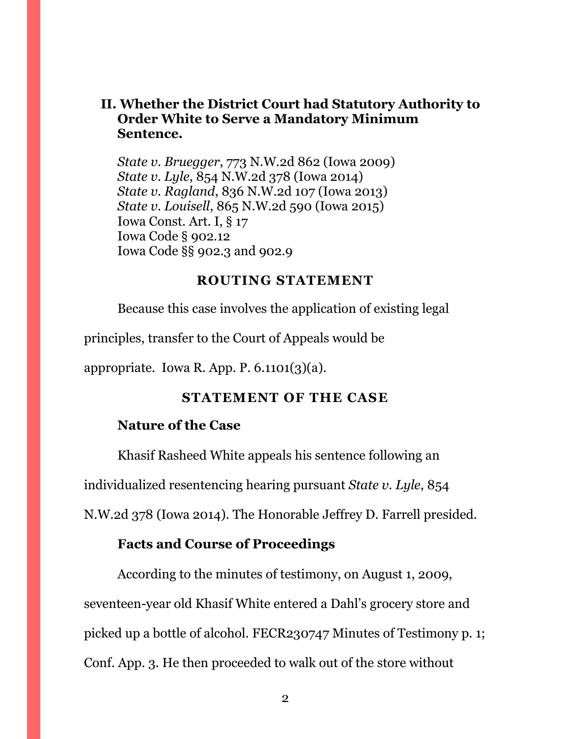## II. Whether the District Court had Statutory Authority to Order White to Serve a Mandatory Minimum Sentence.

*State v. Bruegger*, 773 N.W.2d 862 (Iowa 2009)
*State v. Lyle*, 854 N.W.2d 378 (Iowa 2014)
*State v. Ragland*, 836 N.W.2d 107 (Iowa 2013)
*State v. Louisell*, 865 N.W.2d 590 (Iowa 2015)
Iowa Const. Art. I, § 17
Iowa Code § 902.12
Iowa Code §§ 902.3 and 902.9

## ROUTING STATEMENT

Because this case involves the application of existing legal principles, transfer to the Court of Appeals would be appropriate. Iowa R. App. P. 6.1101(3)(a).

## STATEMENT OF THE CASE

### Nature of the Case

Khasif Rasheed White appeals his sentence following an individualized resentencing hearing pursuant *State v. Lyle*, 854 N.W.2d 378 (Iowa 2014). The Honorable Jeffrey D. Farrell presided.

### Facts and Course of Proceedings

According to the minutes of testimony, on August 1, 2009, seventeen-year old Khasif White entered a Dahl's grocery store and picked up a bottle of alcohol. FECR230747 Minutes of Testimony p. 1; Conf. App. 3. He then proceeded to walk out of the store without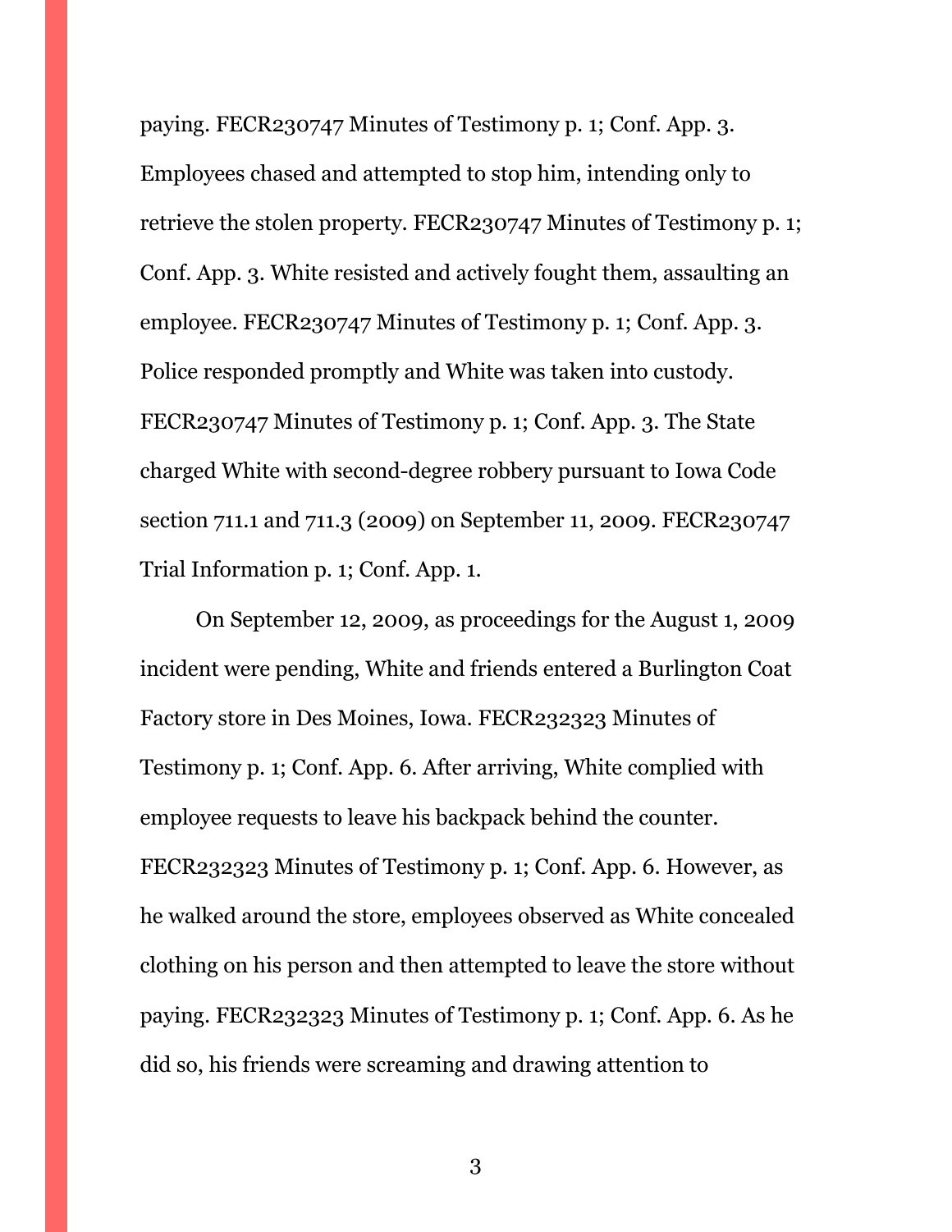paying. FECR230747 Minutes of Testimony p. 1; Conf. App. 3. Employees chased and attempted to stop him, intending only to retrieve the stolen property. FECR230747 Minutes of Testimony p. 1; Conf. App. 3. White resisted and actively fought them, assaulting an employee. FECR230747 Minutes of Testimony p. 1; Conf. App. 3. Police responded promptly and White was taken into custody. FECR230747 Minutes of Testimony p. 1; Conf. App. 3. The State charged White with second-degree robbery pursuant to Iowa Code section 711.1 and 711.3 (2009) on September 11, 2009. FECR230747 Trial Information p. 1; Conf. App. 1.

On September 12, 2009, as proceedings for the August 1, 2009 incident were pending, White and friends entered a Burlington Coat Factory store in Des Moines, Iowa. FECR232323 Minutes of Testimony p. 1; Conf. App. 6. After arriving, White complied with employee requests to leave his backpack behind the counter. FECR232323 Minutes of Testimony p. 1; Conf. App. 6. However, as he walked around the store, employees observed as White concealed clothing on his person and then attempted to leave the store without paying. FECR232323 Minutes of Testimony p. 1; Conf. App. 6. As he did so, his friends were screaming and drawing attention to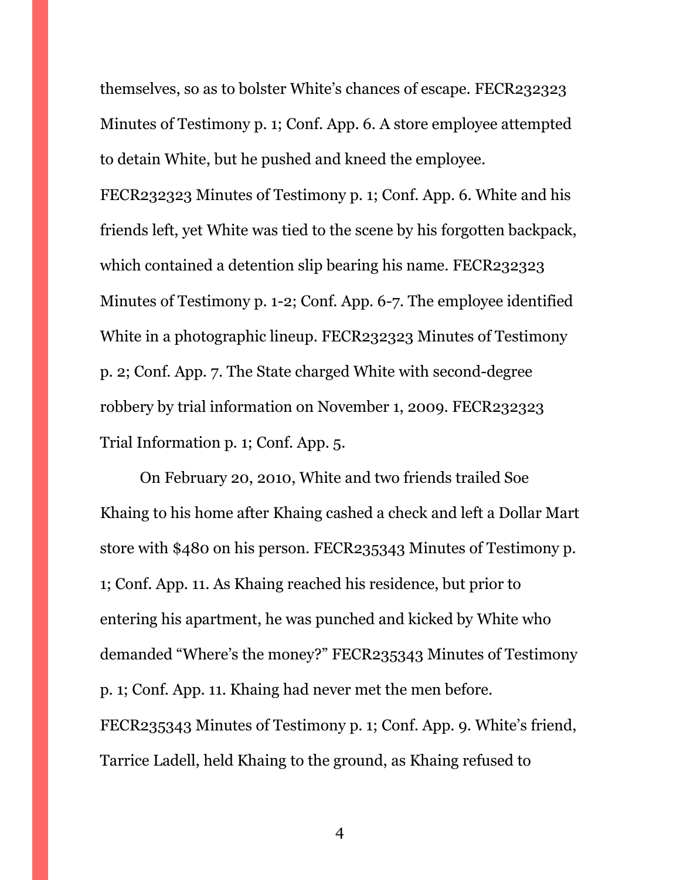themselves, so as to bolster White's chances of escape. FECR232323 Minutes of Testimony p. 1; Conf. App. 6. A store employee attempted to detain White, but he pushed and kneed the employee. FECR232323 Minutes of Testimony p. 1; Conf. App. 6. White and his friends left, yet White was tied to the scene by his forgotten backpack, which contained a detention slip bearing his name. FECR232323 Minutes of Testimony p. 1-2; Conf. App. 6-7. The employee identified White in a photographic lineup. FECR232323 Minutes of Testimony p. 2; Conf. App. 7. The State charged White with second-degree robbery by trial information on November 1, 2009. FECR232323 Trial Information p. 1; Conf. App. 5.

On February 20, 2010, White and two friends trailed Soe Khaing to his home after Khaing cashed a check and left a Dollar Mart store with $480 on his person. FECR235343 Minutes of Testimony p. 1; Conf. App. 11. As Khaing reached his residence, but prior to entering his apartment, he was punched and kicked by White who demanded "Where's the money?" FECR235343 Minutes of Testimony p. 1; Conf. App. 11. Khaing had never met the men before. FECR235343 Minutes of Testimony p. 1; Conf. App. 9. White's friend, Tarrice Ladell, held Khaing to the ground, as Khaing refused to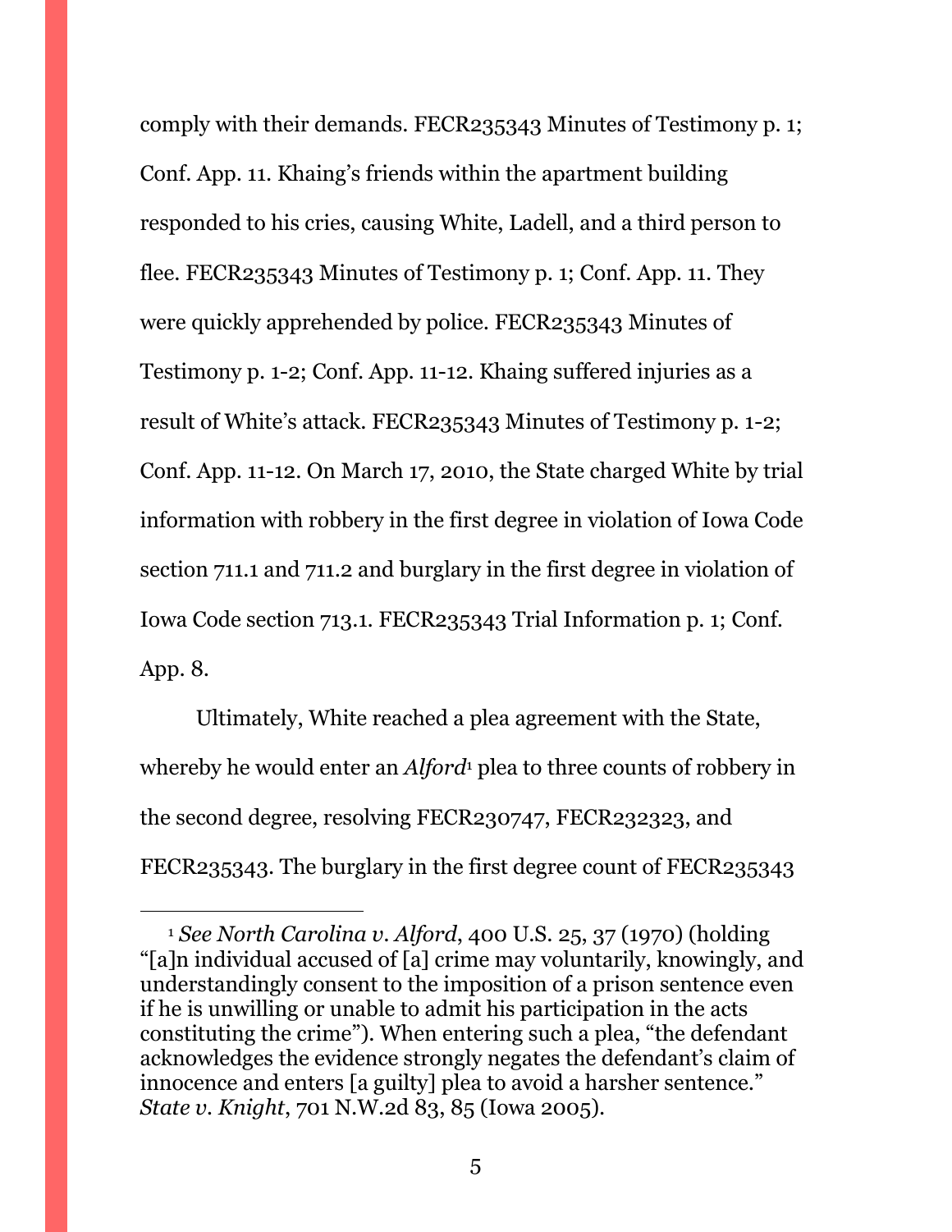comply with their demands. FECR235343 Minutes of Testimony p. 1; Conf. App. 11. Khaing's friends within the apartment building responded to his cries, causing White, Ladell, and a third person to flee. FECR235343 Minutes of Testimony p. 1; Conf. App. 11. They were quickly apprehended by police. FECR235343 Minutes of Testimony p. 1-2; Conf. App. 11-12. Khaing suffered injuries as a result of White's attack. FECR235343 Minutes of Testimony p. 1-2; Conf. App. 11-12. On March 17, 2010, the State charged White by trial information with robbery in the first degree in violation of Iowa Code section 711.1 and 711.2 and burglary in the first degree in violation of Iowa Code section 713.1. FECR235343 Trial Information p. 1; Conf. App. 8.

Ultimately, White reached a plea agreement with the State, whereby he would enter an *Alford*[1] plea to three counts of robbery in the second degree, resolving FECR230747, FECR232323, and FECR235343. The burglary in the first degree count of FECR235343

---

[1] *See North Carolina v. Alford*, 400 U.S. 25, 37 (1970) (holding "[a]n individual accused of [a] crime may voluntarily, knowingly, and understandingly consent to the imposition of a prison sentence even if he is unwilling or unable to admit his participation in the acts constituting the crime"). When entering such a plea, "the defendant acknowledges the evidence strongly negates the defendant's claim of innocence and enters [a guilty] plea to avoid a harsher sentence." *State v. Knight*, 701 N.W.2d 83, 85 (Iowa 2005).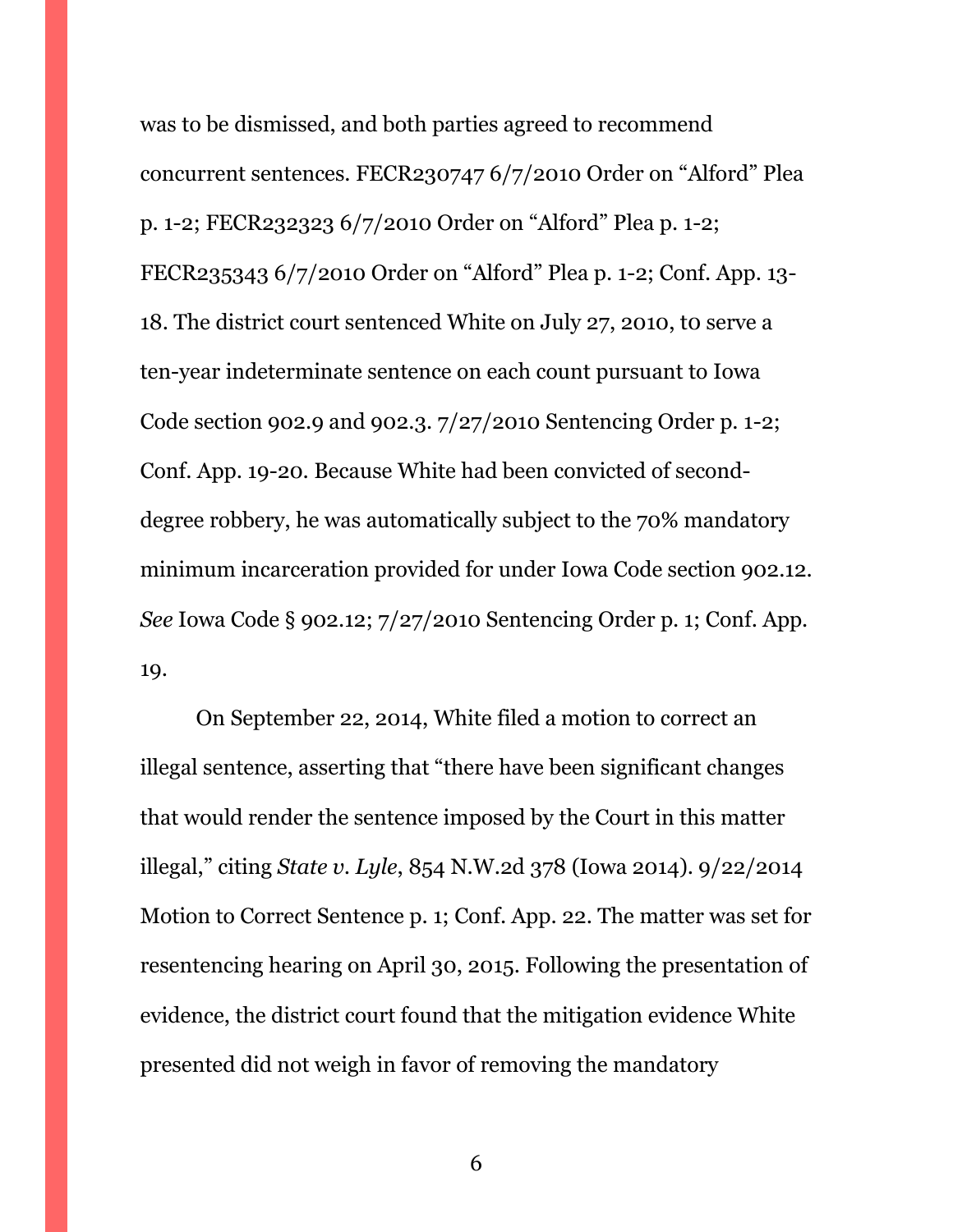was to be dismissed, and both parties agreed to recommend concurrent sentences. FECR230747 6/7/2010 Order on "Alford" Plea p. 1-2; FECR232323 6/7/2010 Order on "Alford" Plea p. 1-2; FECR235343 6/7/2010 Order on "Alford" Plea p. 1-2; Conf. App. 13-18. The district court sentenced White on July 27, 2010, t0 serve a ten-year indeterminate sentence on each count pursuant to Iowa Code section 902.9 and 902.3. 7/27/2010 Sentencing Order p. 1-2; Conf. App. 19-20. Because White had been convicted of second-degree robbery, he was automatically subject to the 70% mandatory minimum incarceration provided for under Iowa Code section 902.12. *See* Iowa Code § 902.12; 7/27/2010 Sentencing Order p. 1; Conf. App. 19.

On September 22, 2014, White filed a motion to correct an illegal sentence, asserting that "there have been significant changes that would render the sentence imposed by the Court in this matter illegal," citing *State v. Lyle*, 854 N.W.2d 378 (Iowa 2014). 9/22/2014 Motion to Correct Sentence p. 1; Conf. App. 22. The matter was set for resentencing hearing on April 30, 2015. Following the presentation of evidence, the district court found that the mitigation evidence White presented did not weigh in favor of removing the mandatory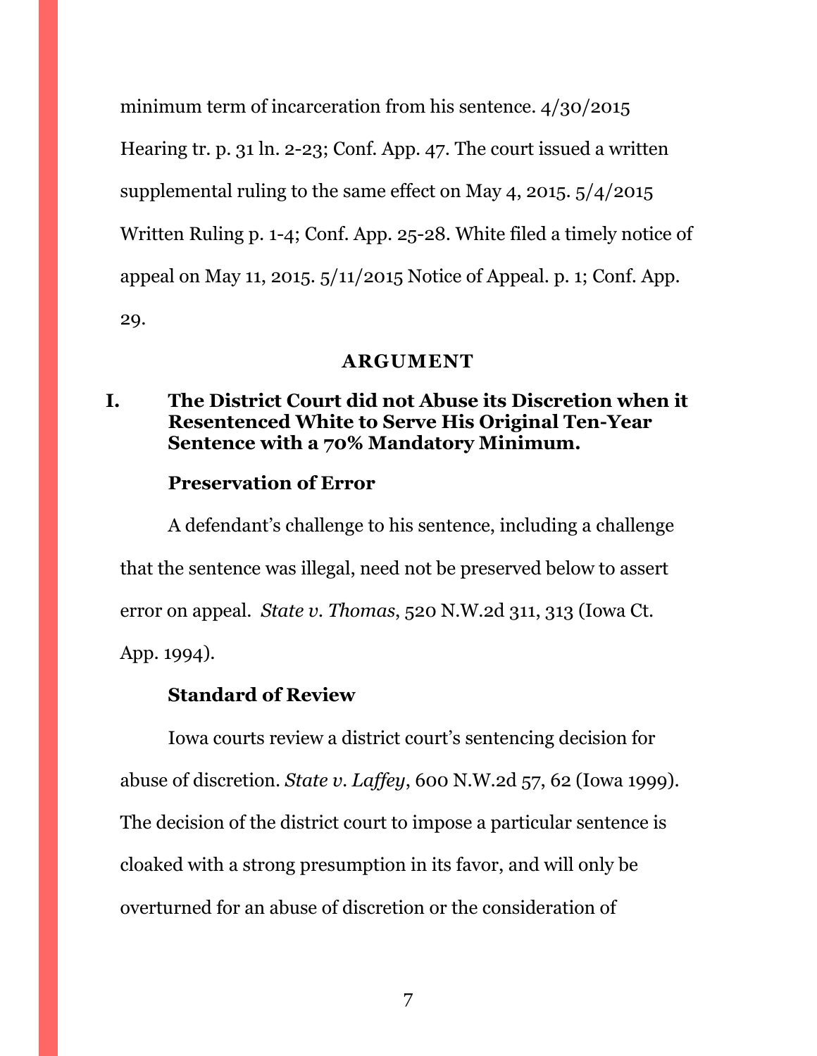minimum term of incarceration from his sentence. 4/30/2015 Hearing tr. p. 31 ln. 2-23; Conf. App. 47. The court issued a written supplemental ruling to the same effect on May 4, 2015. 5/4/2015 Written Ruling p. 1-4; Conf. App. 25-28. White filed a timely notice of appeal on May 11, 2015. 5/11/2015 Notice of Appeal. p. 1; Conf. App. 29.

## ARGUMENT

### I. The District Court did not Abuse its Discretion when it Resentenced White to Serve His Original Ten-Year Sentence with a 70% Mandatory Minimum.

#### Preservation of Error

A defendant's challenge to his sentence, including a challenge that the sentence was illegal, need not be preserved below to assert error on appeal. *State v. Thomas*, 520 N.W.2d 311, 313 (Iowa Ct. App. 1994).

#### Standard of Review

Iowa courts review a district court's sentencing decision for abuse of discretion. *State v. Laffey*, 600 N.W.2d 57, 62 (Iowa 1999). The decision of the district court to impose a particular sentence is cloaked with a strong presumption in its favor, and will only be overturned for an abuse of discretion or the consideration of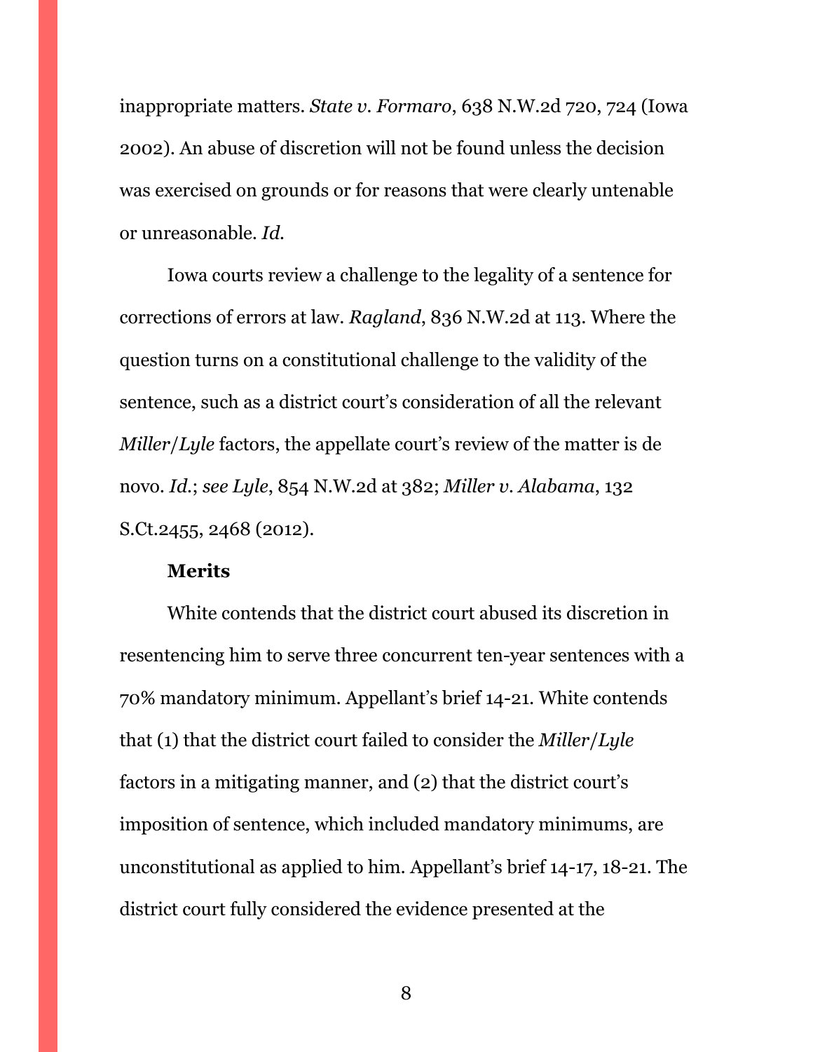inappropriate matters. *State v. Formaro*, 638 N.W.2d 720, 724 (Iowa 2002). An abuse of discretion will not be found unless the decision was exercised on grounds or for reasons that were clearly untenable or unreasonable. *Id.*

Iowa courts review a challenge to the legality of a sentence for corrections of errors at law. *Ragland*, 836 N.W.2d at 113. Where the question turns on a constitutional challenge to the validity of the sentence, such as a district court's consideration of all the relevant *Miller/Lyle* factors, the appellate court's review of the matter is de novo. *Id.*; *see Lyle*, 854 N.W.2d at 382; *Miller v. Alabama*, 132 S.Ct.2455, 2468 (2012).

**Merits**

White contends that the district court abused its discretion in resentencing him to serve three concurrent ten-year sentences with a 70% mandatory minimum. Appellant's brief 14-21. White contends that (1) that the district court failed to consider the *Miller/Lyle* factors in a mitigating manner, and (2) that the district court's imposition of sentence, which included mandatory minimums, are unconstitutional as applied to him. Appellant's brief 14-17, 18-21. The district court fully considered the evidence presented at the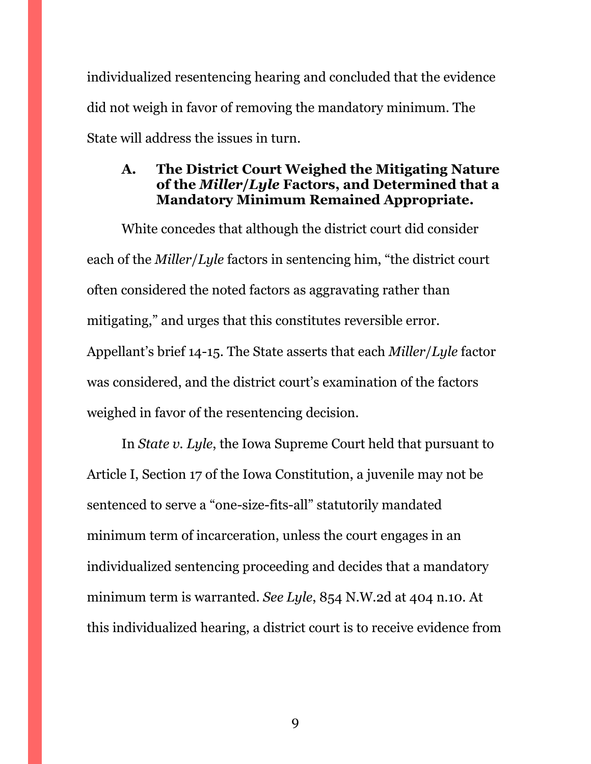individualized resentencing hearing and concluded that the evidence did not weigh in favor of removing the mandatory minimum. The State will address the issues in turn.

### A. The District Court Weighed the Mitigating Nature of the *Miller/Lyle* Factors, and Determined that a Mandatory Minimum Remained Appropriate.

White concedes that although the district court did consider each of the *Miller/Lyle* factors in sentencing him, "the district court often considered the noted factors as aggravating rather than mitigating," and urges that this constitutes reversible error. Appellant's brief 14-15. The State asserts that each *Miller/Lyle* factor was considered, and the district court's examination of the factors weighed in favor of the resentencing decision.

In *State v. Lyle*, the Iowa Supreme Court held that pursuant to Article I, Section 17 of the Iowa Constitution, a juvenile may not be sentenced to serve a "one-size-fits-all" statutorily mandated minimum term of incarceration, unless the court engages in an individualized sentencing proceeding and decides that a mandatory minimum term is warranted. *See Lyle*, 854 N.W.2d at 404 n.10. At this individualized hearing, a district court is to receive evidence from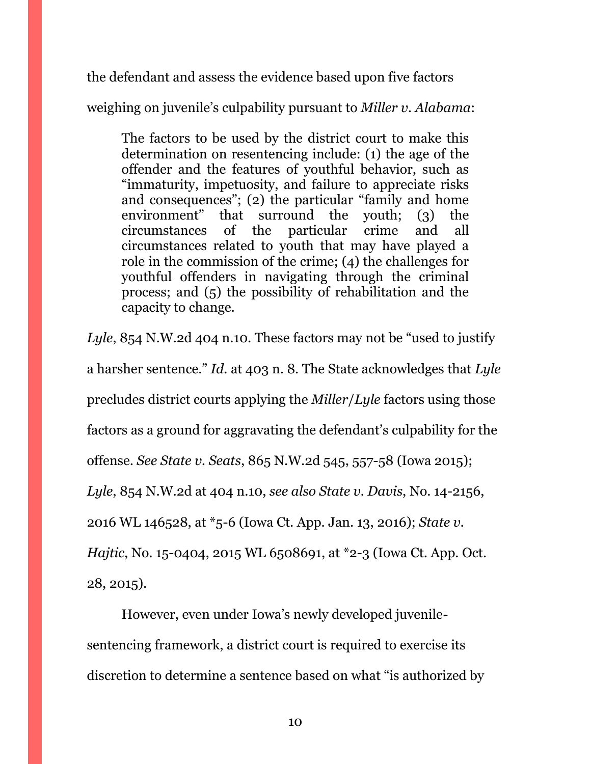the defendant and assess the evidence based upon five factors weighing on juvenile's culpability pursuant to *Miller v. Alabama*:

> The factors to be used by the district court to make this determination on resentencing include: (1) the age of the offender and the features of youthful behavior, such as "immaturity, impetuosity, and failure to appreciate risks and consequences"; (2) the particular "family and home environment" that surround the youth; (3) the circumstances of the particular crime and all circumstances related to youth that may have played a role in the commission of the crime; (4) the challenges for youthful offenders in navigating through the criminal process; and (5) the possibility of rehabilitation and the capacity to change.

*Lyle*, 854 N.W.2d 404 n.10. These factors may not be "used to justify a harsher sentence." *Id.* at 403 n. 8. The State acknowledges that *Lyle* precludes district courts applying the *Miller*/*Lyle* factors using those factors as a ground for aggravating the defendant's culpability for the offense. *See State v. Seats*, 865 N.W.2d 545, 557-58 (Iowa 2015); *Lyle*, 854 N.W.2d at 404 n.10, *see also State v. Davis*, No. 14-2156, 2016 WL 146528, at *5-6 (Iowa Ct. App. Jan. 13, 2016); *State v. Hajtic*, No. 15-0404, 2015 WL 6508691, at *2-3 (Iowa Ct. App. Oct. 28, 2015).

However, even under Iowa's newly developed juvenile-sentencing framework, a district court is required to exercise its discretion to determine a sentence based on what "is authorized by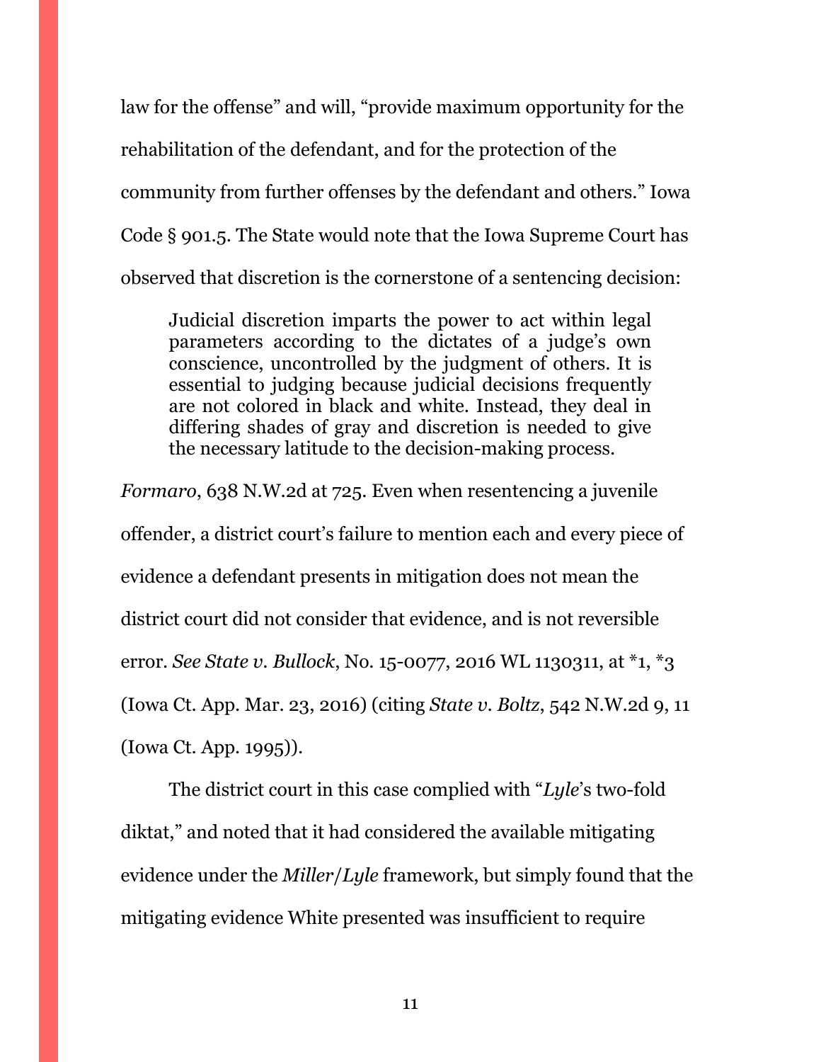law for the offense" and will, "provide maximum opportunity for the rehabilitation of the defendant, and for the protection of the community from further offenses by the defendant and others." Iowa Code § 901.5. The State would note that the Iowa Supreme Court has observed that discretion is the cornerstone of a sentencing decision:

> Judicial discretion imparts the power to act within legal parameters according to the dictates of a judge's own conscience, uncontrolled by the judgment of others. It is essential to judging because judicial decisions frequently are not colored in black and white. Instead, they deal in differing shades of gray and discretion is needed to give the necessary latitude to the decision-making process.

*Formaro*, 638 N.W.2d at 725. Even when resentencing a juvenile offender, a district court's failure to mention each and every piece of evidence a defendant presents in mitigation does not mean the district court did not consider that evidence, and is not reversible error. *See State v. Bullock*, No. 15-0077, 2016 WL 1130311, at *1, *3 (Iowa Ct. App. Mar. 23, 2016) (citing *State v. Boltz*, 542 N.W.2d 9, 11 (Iowa Ct. App. 1995)).

The district court in this case complied with "*Lyle*'s two-fold diktat," and noted that it had considered the available mitigating evidence under the *Miller*/*Lyle* framework, but simply found that the mitigating evidence White presented was insufficient to require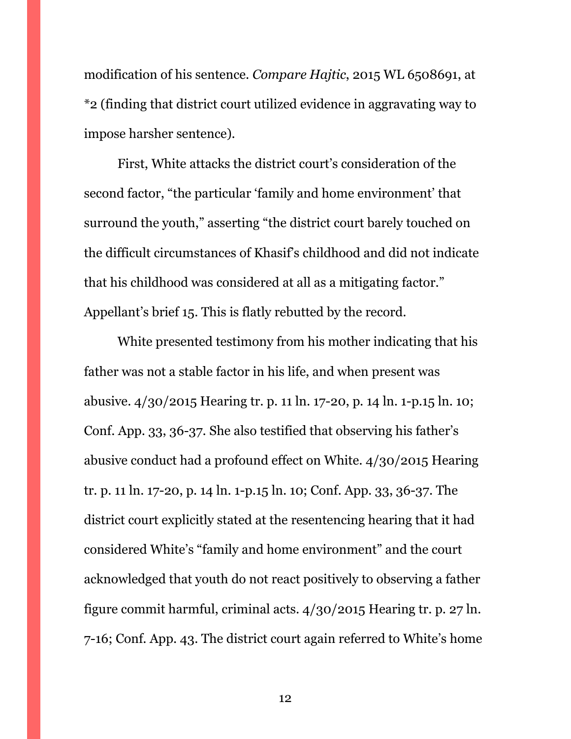modification of his sentence. *Compare Hajtic*, 2015 WL 6508691, at *2 (finding that district court utilized evidence in aggravating way to impose harsher sentence).

First, White attacks the district court's consideration of the second factor, "the particular 'family and home environment' that surround the youth," asserting "the district court barely touched on the difficult circumstances of Khasif's childhood and did not indicate that his childhood was considered at all as a mitigating factor." Appellant's brief 15. This is flatly rebutted by the record.

White presented testimony from his mother indicating that his father was not a stable factor in his life, and when present was abusive. 4/30/2015 Hearing tr. p. 11 ln. 17-20, p. 14 ln. 1-p.15 ln. 10; Conf. App. 33, 36-37. She also testified that observing his father's abusive conduct had a profound effect on White. 4/30/2015 Hearing tr. p. 11 ln. 17-20, p. 14 ln. 1-p.15 ln. 10; Conf. App. 33, 36-37. The district court explicitly stated at the resentencing hearing that it had considered White's "family and home environment" and the court acknowledged that youth do not react positively to observing a father figure commit harmful, criminal acts. 4/30/2015 Hearing tr. p. 27 ln. 7-16; Conf. App. 43. The district court again referred to White's home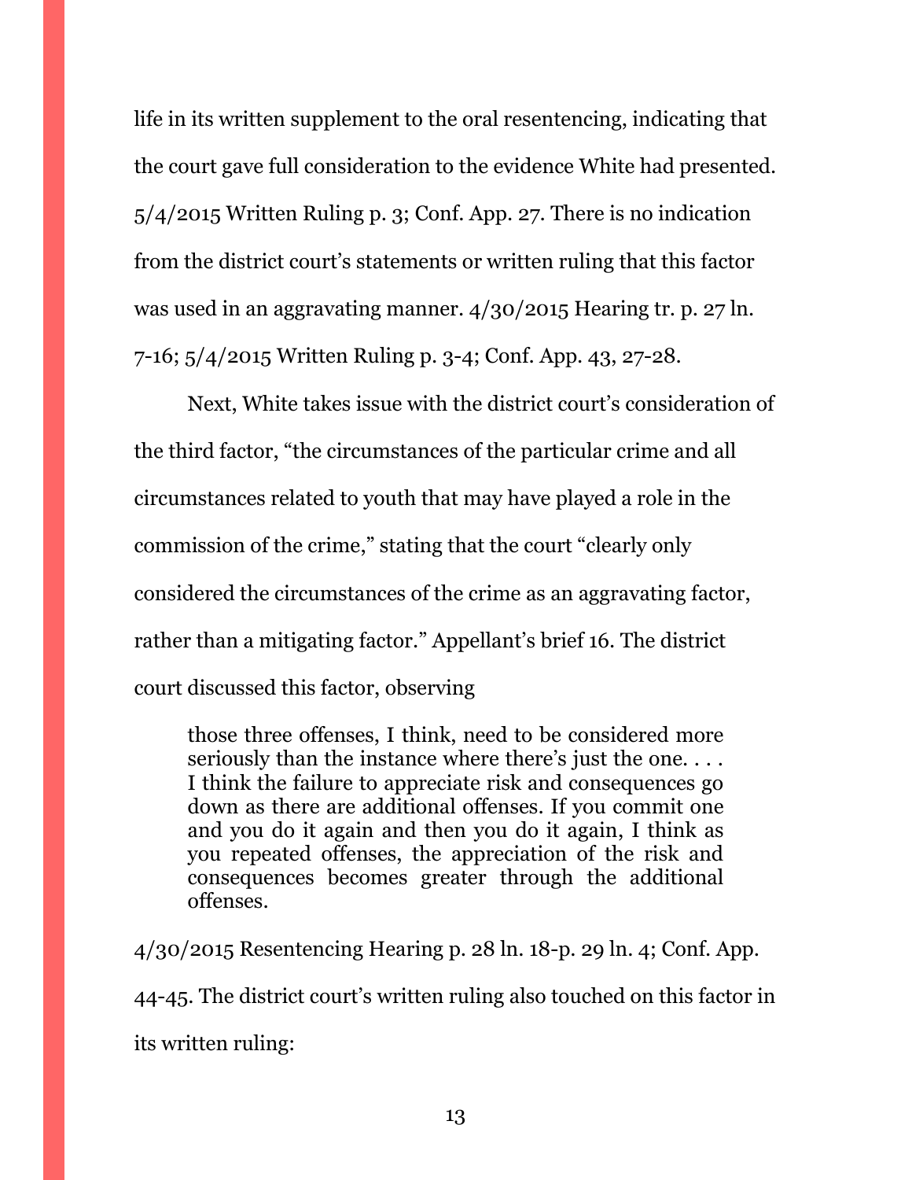life in its written supplement to the oral resentencing, indicating that the court gave full consideration to the evidence White had presented. 5/4/2015 Written Ruling p. 3; Conf. App. 27. There is no indication from the district court's statements or written ruling that this factor was used in an aggravating manner. 4/30/2015 Hearing tr. p. 27 ln. 7-16; 5/4/2015 Written Ruling p. 3-4; Conf. App. 43, 27-28.

Next, White takes issue with the district court's consideration of the third factor, "the circumstances of the particular crime and all circumstances related to youth that may have played a role in the commission of the crime," stating that the court "clearly only considered the circumstances of the crime as an aggravating factor, rather than a mitigating factor." Appellant's brief 16. The district court discussed this factor, observing

> those three offenses, I think, need to be considered more seriously than the instance where there's just the one. . . . I think the failure to appreciate risk and consequences go down as there are additional offenses. If you commit one and you do it again and then you do it again, I think as you repeated offenses, the appreciation of the risk and consequences becomes greater through the additional offenses.

4/30/2015 Resentencing Hearing p. 28 ln. 18-p. 29 ln. 4; Conf. App. 44-45. The district court's written ruling also touched on this factor in its written ruling: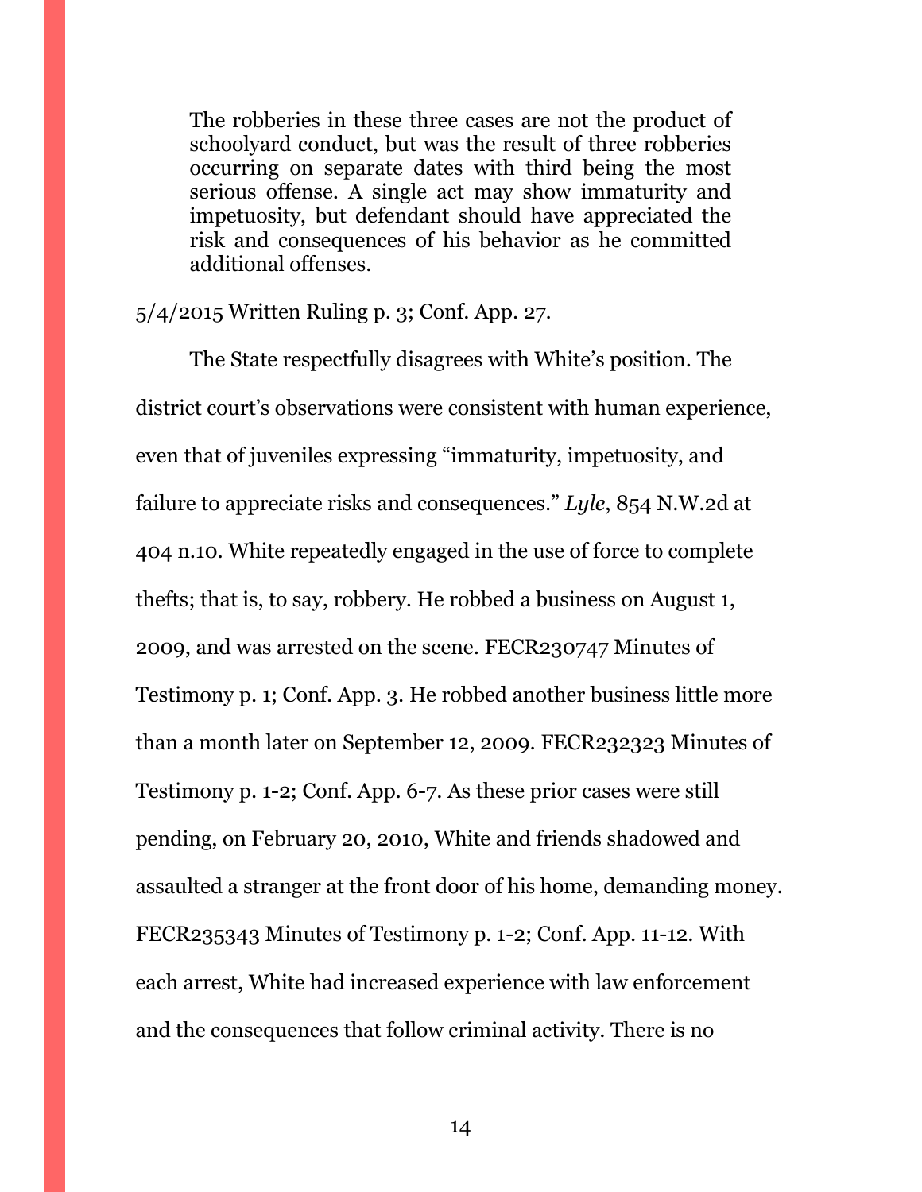> The robberies in these three cases are not the product of schoolyard conduct, but was the result of three robberies occurring on separate dates with third being the most serious offense. A single act may show immaturity and impetuosity, but defendant should have appreciated the risk and consequences of his behavior as he committed additional offenses.

5/4/2015 Written Ruling p. 3; Conf. App. 27.

The State respectfully disagrees with White's position. The district court's observations were consistent with human experience, even that of juveniles expressing "immaturity, impetuosity, and failure to appreciate risks and consequences." *Lyle*, 854 N.W.2d at 404 n.10. White repeatedly engaged in the use of force to complete thefts; that is, to say, robbery. He robbed a business on August 1, 2009, and was arrested on the scene. FECR230747 Minutes of Testimony p. 1; Conf. App. 3. He robbed another business little more than a month later on September 12, 2009. FECR232323 Minutes of Testimony p. 1-2; Conf. App. 6-7. As these prior cases were still pending, on February 20, 2010, White and friends shadowed and assaulted a stranger at the front door of his home, demanding money. FECR235343 Minutes of Testimony p. 1-2; Conf. App. 11-12. With each arrest, White had increased experience with law enforcement and the consequences that follow criminal activity. There is no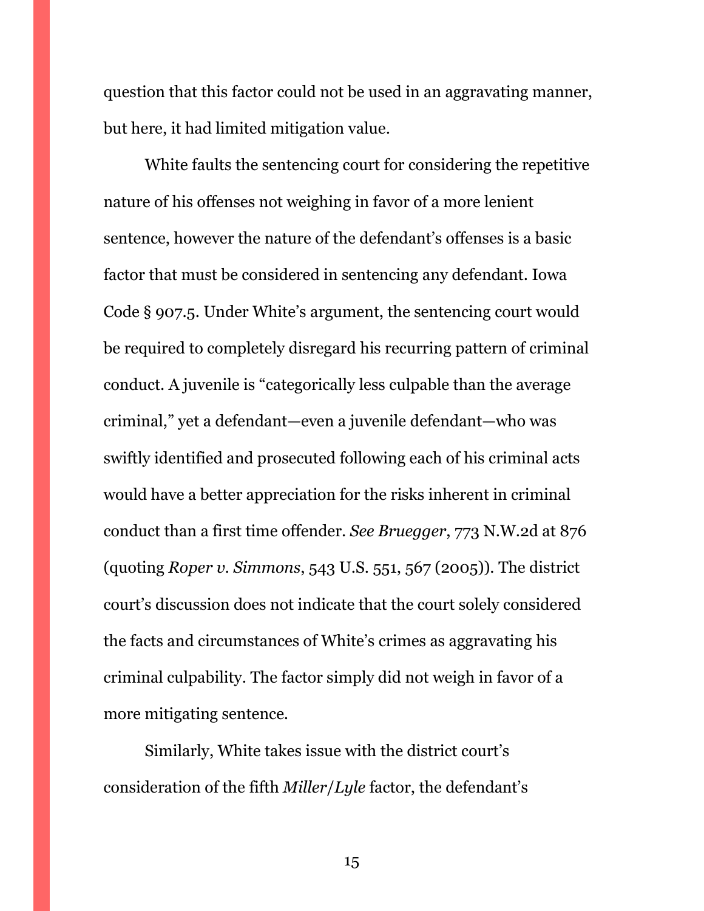question that this factor could not be used in an aggravating manner, but here, it had limited mitigation value.

White faults the sentencing court for considering the repetitive nature of his offenses not weighing in favor of a more lenient sentence, however the nature of the defendant's offenses is a basic factor that must be considered in sentencing any defendant. Iowa Code § 907.5. Under White's argument, the sentencing court would be required to completely disregard his recurring pattern of criminal conduct. A juvenile is "categorically less culpable than the average criminal," yet a defendant—even a juvenile defendant—who was swiftly identified and prosecuted following each of his criminal acts would have a better appreciation for the risks inherent in criminal conduct than a first time offender. *See Bruegger*, 773 N.W.2d at 876 (quoting *Roper v. Simmons*, 543 U.S. 551, 567 (2005)). The district court's discussion does not indicate that the court solely considered the facts and circumstances of White's crimes as aggravating his criminal culpability. The factor simply did not weigh in favor of a more mitigating sentence.

Similarly, White takes issue with the district court's consideration of the fifth *Miller*/*Lyle* factor, the defendant's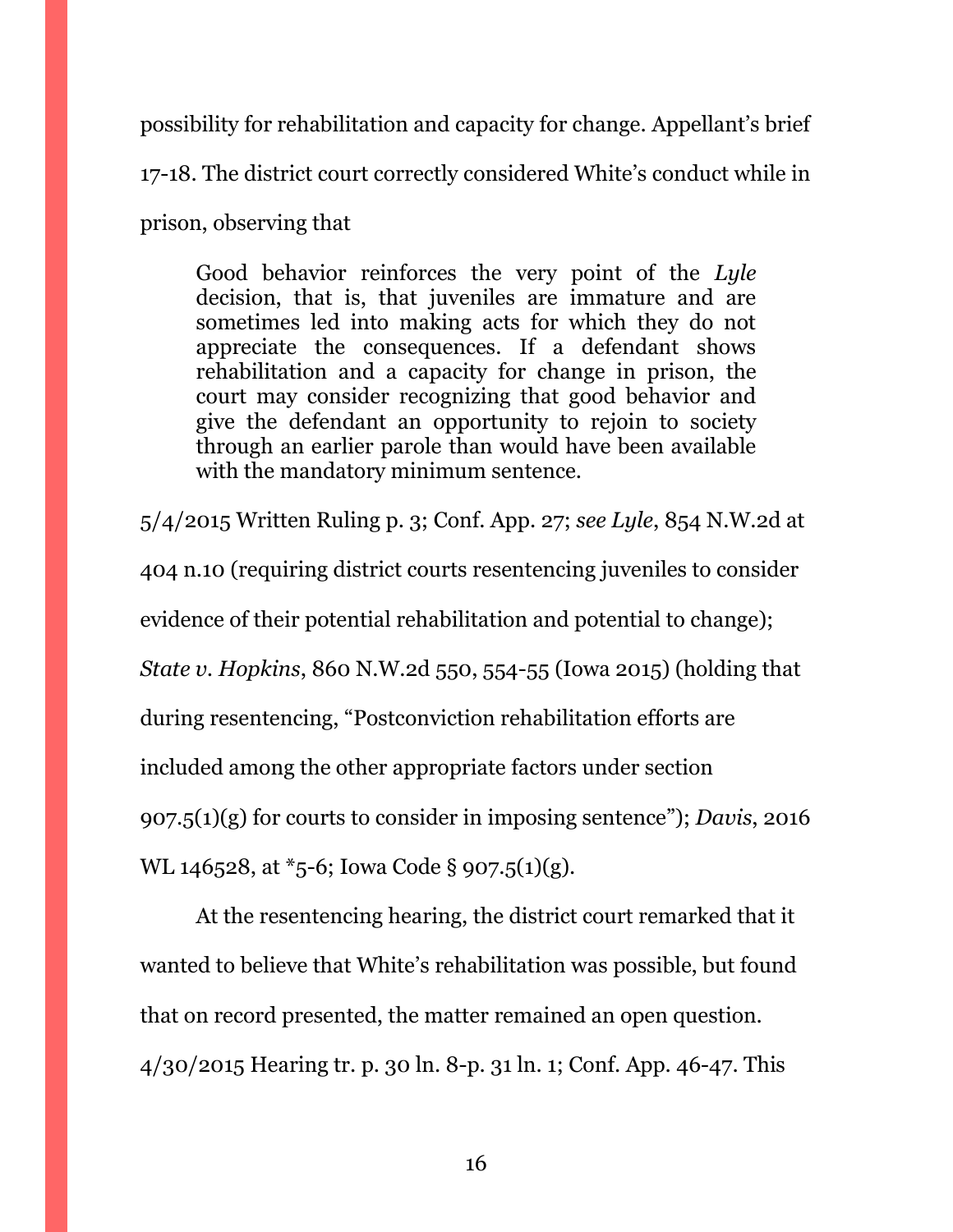possibility for rehabilitation and capacity for change. Appellant's brief 17-18. The district court correctly considered White's conduct while in prison, observing that

> Good behavior reinforces the very point of the *Lyle* decision, that is, that juveniles are immature and are sometimes led into making acts for which they do not appreciate the consequences. If a defendant shows rehabilitation and a capacity for change in prison, the court may consider recognizing that good behavior and give the defendant an opportunity to rejoin to society through an earlier parole than would have been available with the mandatory minimum sentence.

5/4/2015 Written Ruling p. 3; Conf. App. 27; *see Lyle*, 854 N.W.2d at 404 n.10 (requiring district courts resentencing juveniles to consider evidence of their potential rehabilitation and potential to change); *State v. Hopkins*, 860 N.W.2d 550, 554-55 (Iowa 2015) (holding that during resentencing, "Postconviction rehabilitation efforts are included among the other appropriate factors under section 907.5(1)(g) for courts to consider in imposing sentence"); *Davis*, 2016 WL 146528, at *5-6; Iowa Code § 907.5(1)(g).

At the resentencing hearing, the district court remarked that it wanted to believe that White's rehabilitation was possible, but found that on record presented, the matter remained an open question. 4/30/2015 Hearing tr. p. 30 ln. 8-p. 31 ln. 1; Conf. App. 46-47. This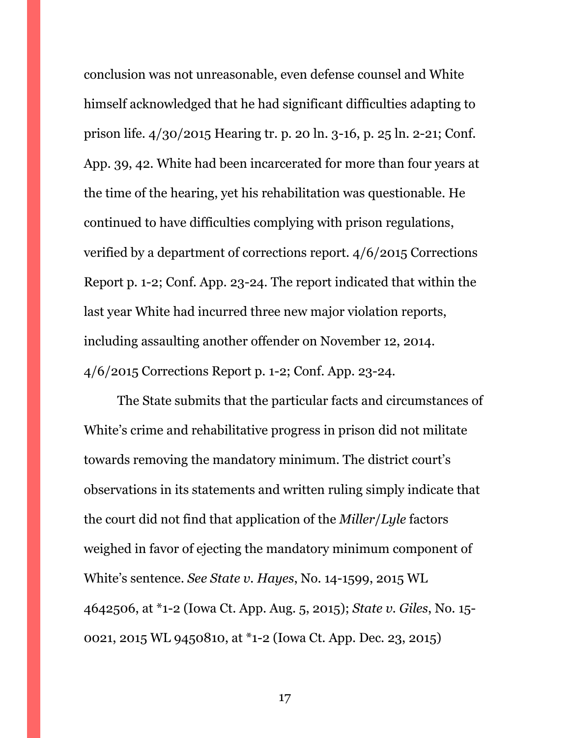conclusion was not unreasonable, even defense counsel and White himself acknowledged that he had significant difficulties adapting to prison life. 4/30/2015 Hearing tr. p. 20 ln. 3-16, p. 25 ln. 2-21; Conf. App. 39, 42. White had been incarcerated for more than four years at the time of the hearing, yet his rehabilitation was questionable. He continued to have difficulties complying with prison regulations, verified by a department of corrections report. 4/6/2015 Corrections Report p. 1-2; Conf. App. 23-24. The report indicated that within the last year White had incurred three new major violation reports, including assaulting another offender on November 12, 2014. 4/6/2015 Corrections Report p. 1-2; Conf. App. 23-24.

The State submits that the particular facts and circumstances of White's crime and rehabilitative progress in prison did not militate towards removing the mandatory minimum. The district court's observations in its statements and written ruling simply indicate that the court did not find that application of the *Miller*/*Lyle* factors weighed in favor of ejecting the mandatory minimum component of White's sentence. *See State v. Hayes*, No. 14-1599, 2015 WL 4642506, at *1-2 (Iowa Ct. App. Aug. 5, 2015); *State v. Giles*, No. 15-0021, 2015 WL 9450810, at *1-2 (Iowa Ct. App. Dec. 23, 2015)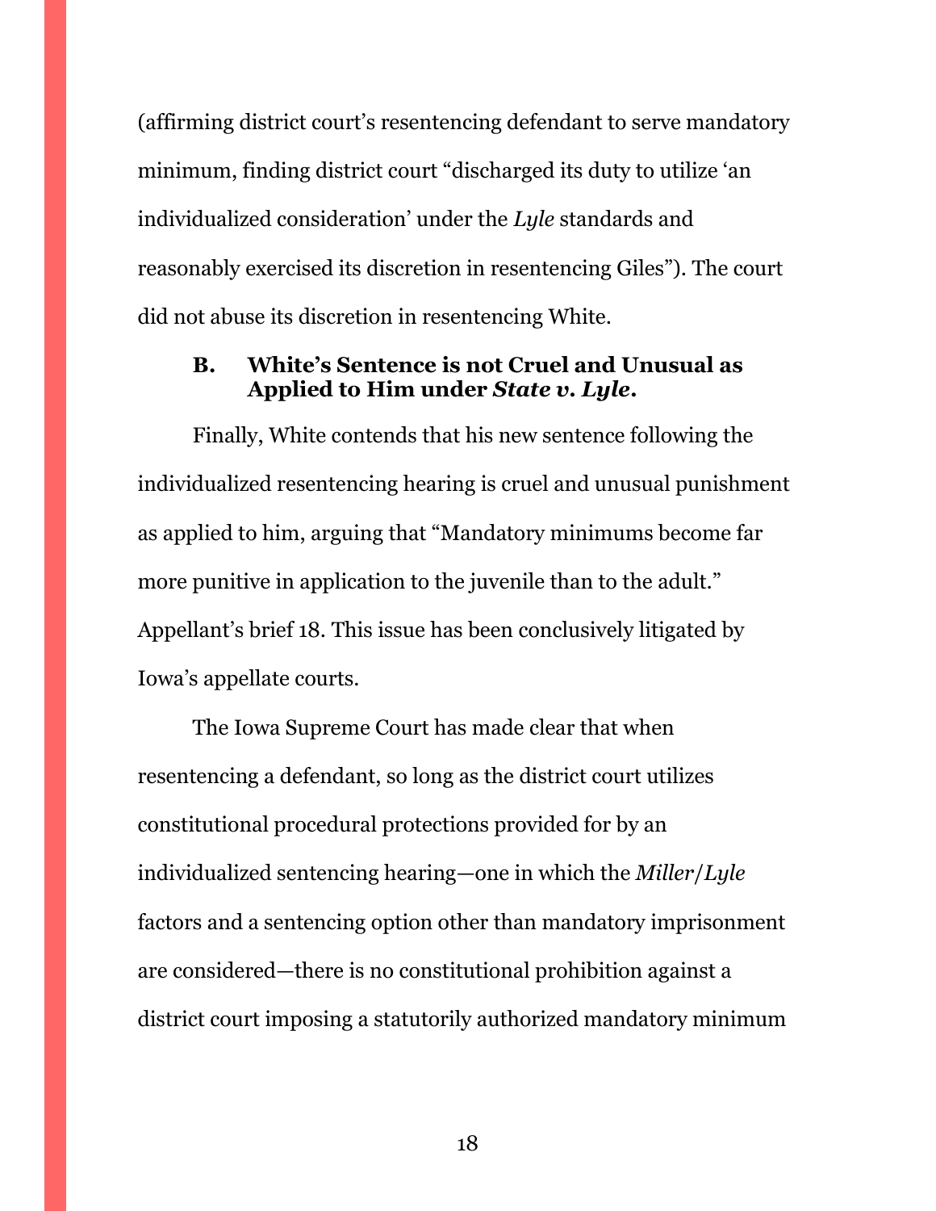(affirming district court's resentencing defendant to serve mandatory minimum, finding district court "discharged its duty to utilize 'an individualized consideration' under the *Lyle* standards and reasonably exercised its discretion in resentencing Giles"). The court did not abuse its discretion in resentencing White.

### B. White's Sentence is not Cruel and Unusual as Applied to Him under *State v. Lyle*.

Finally, White contends that his new sentence following the individualized resentencing hearing is cruel and unusual punishment as applied to him, arguing that "Mandatory minimums become far more punitive in application to the juvenile than to the adult." Appellant's brief 18. This issue has been conclusively litigated by Iowa's appellate courts.

The Iowa Supreme Court has made clear that when resentencing a defendant, so long as the district court utilizes constitutional procedural protections provided for by an individualized sentencing hearing—one in which the *Miller/Lyle* factors and a sentencing option other than mandatory imprisonment are considered—there is no constitutional prohibition against a district court imposing a statutorily authorized mandatory minimum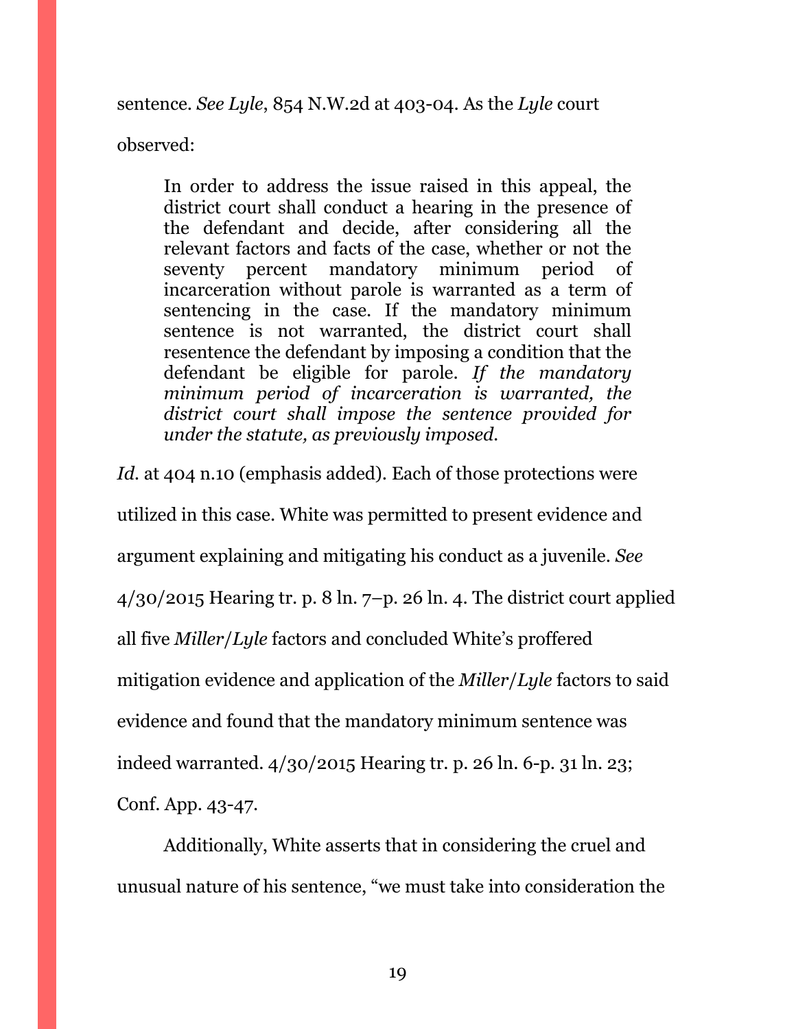sentence. *See Lyle*, 854 N.W.2d at 403-04. As the *Lyle* court observed:

> In order to address the issue raised in this appeal, the district court shall conduct a hearing in the presence of the defendant and decide, after considering all the relevant factors and facts of the case, whether or not the seventy percent mandatory minimum period of incarceration without parole is warranted as a term of sentencing in the case. If the mandatory minimum sentence is not warranted, the district court shall resentence the defendant by imposing a condition that the defendant be eligible for parole. *If the mandatory minimum period of incarceration is warranted, the district court shall impose the sentence provided for under the statute, as previously imposed.*

*Id.* at 404 n.10 (emphasis added). Each of those protections were utilized in this case. White was permitted to present evidence and argument explaining and mitigating his conduct as a juvenile. *See* 4/30/2015 Hearing tr. p. 8 ln. 7–p. 26 ln. 4. The district court applied all five *Miller*/*Lyle* factors and concluded White's proffered mitigation evidence and application of the *Miller*/*Lyle* factors to said evidence and found that the mandatory minimum sentence was indeed warranted. 4/30/2015 Hearing tr. p. 26 ln. 6-p. 31 ln. 23; Conf. App. 43-47.

Additionally, White asserts that in considering the cruel and unusual nature of his sentence, "we must take into consideration the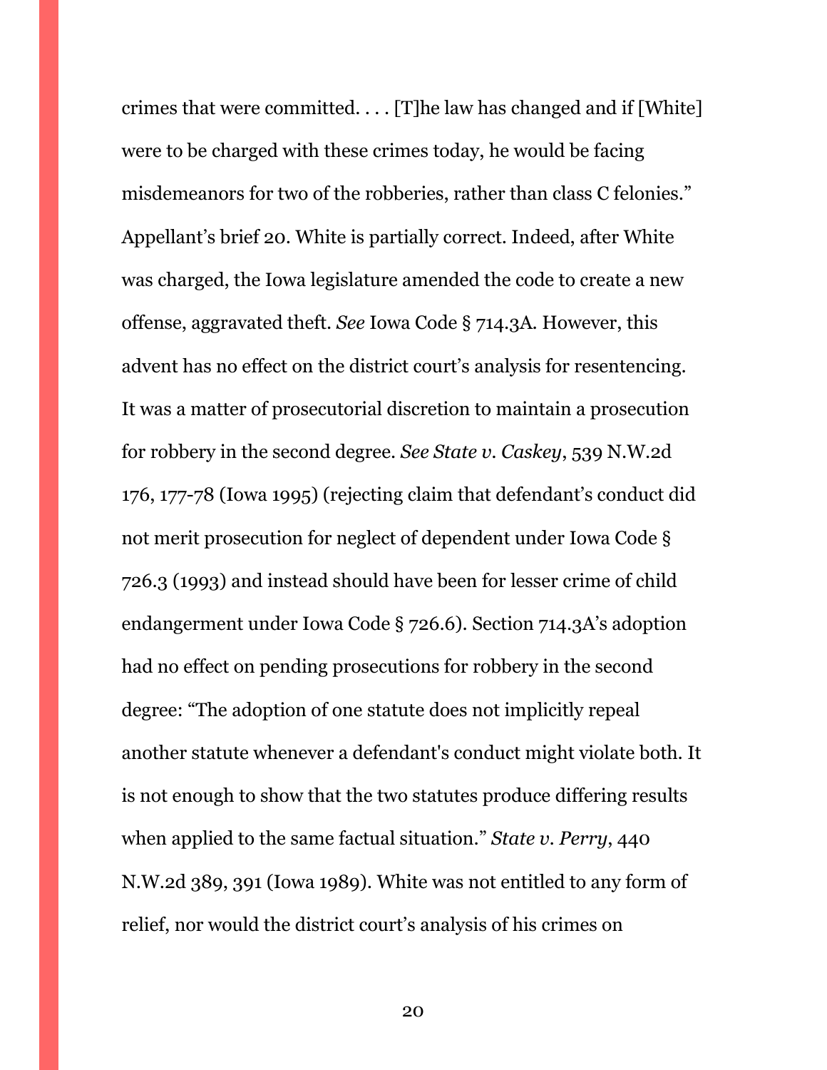crimes that were committed. . . . [T]he law has changed and if [White] were to be charged with these crimes today, he would be facing misdemeanors for two of the robberies, rather than class C felonies." Appellant's brief 20. White is partially correct. Indeed, after White was charged, the Iowa legislature amended the code to create a new offense, aggravated theft. *See* Iowa Code § 714.3A. However, this advent has no effect on the district court's analysis for resentencing. It was a matter of prosecutorial discretion to maintain a prosecution for robbery in the second degree. *See State v. Caskey*, 539 N.W.2d 176, 177-78 (Iowa 1995) (rejecting claim that defendant's conduct did not merit prosecution for neglect of dependent under Iowa Code § 726.3 (1993) and instead should have been for lesser crime of child endangerment under Iowa Code § 726.6). Section 714.3A's adoption had no effect on pending prosecutions for robbery in the second degree: "The adoption of one statute does not implicitly repeal another statute whenever a defendant's conduct might violate both. It is not enough to show that the two statutes produce differing results when applied to the same factual situation." *State v. Perry*, 440 N.W.2d 389, 391 (Iowa 1989). White was not entitled to any form of relief, nor would the district court's analysis of his crimes on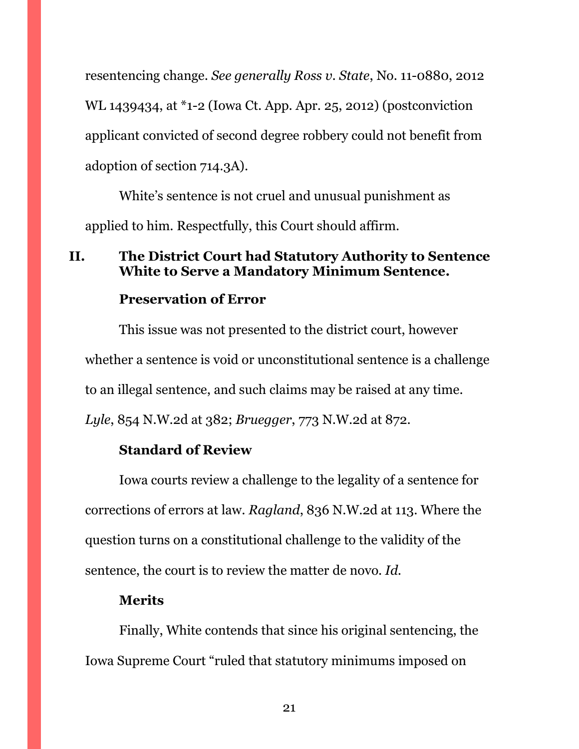resentencing change. *See generally Ross v. State*, No. 11-0880, 2012 WL 1439434, at *1-2 (Iowa Ct. App. Apr. 25, 2012) (postconviction applicant convicted of second degree robbery could not benefit from adoption of section 714.3A).

White's sentence is not cruel and unusual punishment as applied to him. Respectfully, this Court should affirm.

## II. The District Court had Statutory Authority to Sentence White to Serve a Mandatory Minimum Sentence.

### Preservation of Error

This issue was not presented to the district court, however whether a sentence is void or unconstitutional sentence is a challenge to an illegal sentence, and such claims may be raised at any time. *Lyle*, 854 N.W.2d at 382; *Bruegger*, 773 N.W.2d at 872.

### Standard of Review

Iowa courts review a challenge to the legality of a sentence for corrections of errors at law. *Ragland*, 836 N.W.2d at 113. Where the question turns on a constitutional challenge to the validity of the sentence, the court is to review the matter de novo. *Id.*

### Merits

Finally, White contends that since his original sentencing, the Iowa Supreme Court "ruled that statutory minimums imposed on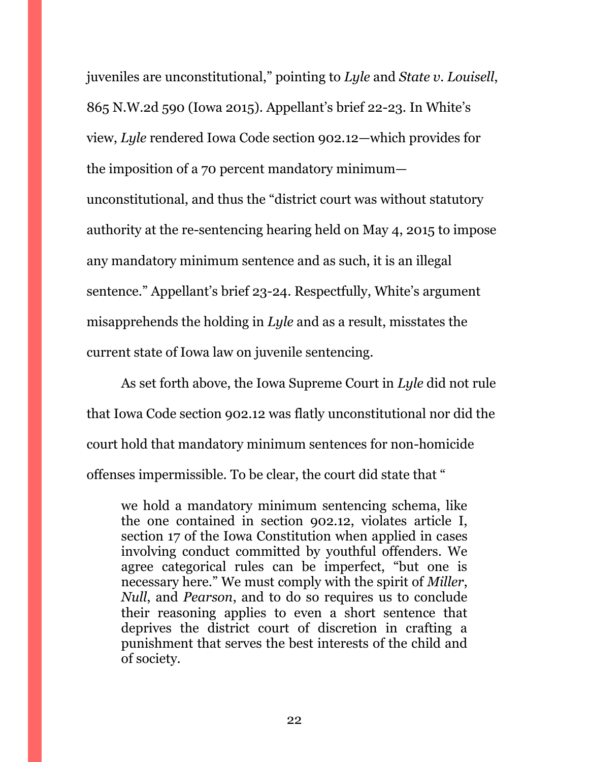juveniles are unconstitutional," pointing to *Lyle* and *State v. Louisell*, 865 N.W.2d 590 (Iowa 2015). Appellant's brief 22-23. In White's view, *Lyle* rendered Iowa Code section 902.12—which provides for the imposition of a 70 percent mandatory minimum—unconstitutional, and thus the "district court was without statutory authority at the re-sentencing hearing held on May 4, 2015 to impose any mandatory minimum sentence and as such, it is an illegal sentence." Appellant's brief 23-24. Respectfully, White's argument misapprehends the holding in *Lyle* and as a result, misstates the current state of Iowa law on juvenile sentencing.

As set forth above, the Iowa Supreme Court in *Lyle* did not rule that Iowa Code section 902.12 was flatly unconstitutional nor did the court hold that mandatory minimum sentences for non-homicide offenses impermissible. To be clear, the court did state that "

> we hold a mandatory minimum sentencing schema, like the one contained in section 902.12, violates article I, section 17 of the Iowa Constitution when applied in cases involving conduct committed by youthful offenders. We agree categorical rules can be imperfect, "but one is necessary here." We must comply with the spirit of *Miller*, *Null*, and *Pearson*, and to do so requires us to conclude their reasoning applies to even a short sentence that deprives the district court of discretion in crafting a punishment that serves the best interests of the child and of society.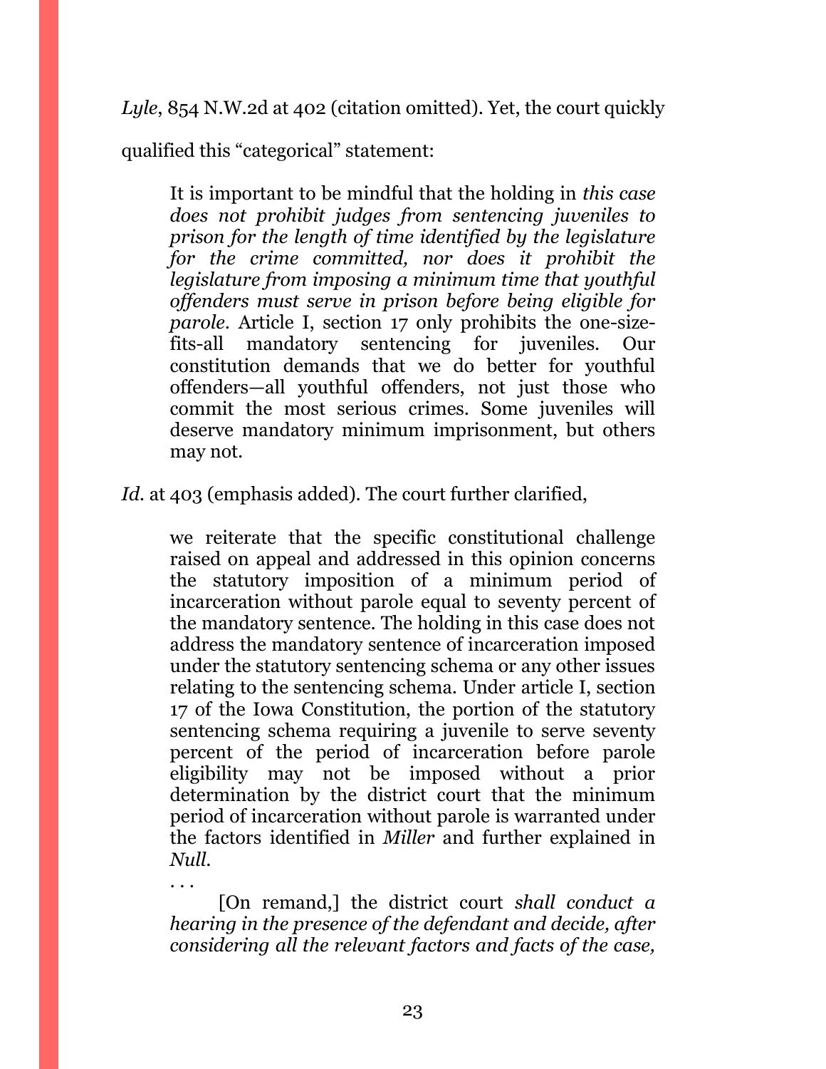*Lyle*, 854 N.W.2d at 402 (citation omitted). Yet, the court quickly qualified this "categorical" statement:

> It is important to be mindful that the holding in *this case does not prohibit judges from sentencing juveniles to prison for the length of time identified by the legislature for the crime committed, nor does it prohibit the legislature from imposing a minimum time that youthful offenders must serve in prison before being eligible for parole*. Article I, section 17 only prohibits the one-size-fits-all mandatory sentencing for juveniles. Our constitution demands that we do better for youthful offenders—all youthful offenders, not just those who commit the most serious crimes. Some juveniles will deserve mandatory minimum imprisonment, but others may not.

*Id.* at 403 (emphasis added). The court further clarified,

> we reiterate that the specific constitutional challenge raised on appeal and addressed in this opinion concerns the statutory imposition of a minimum period of incarceration without parole equal to seventy percent of the mandatory sentence. The holding in this case does not address the mandatory sentence of incarceration imposed under the statutory sentencing schema or any other issues relating to the sentencing schema. Under article I, section 17 of the Iowa Constitution, the portion of the statutory sentencing schema requiring a juvenile to serve seventy percent of the period of incarceration before parole eligibility may not be imposed without a prior determination by the district court that the minimum period of incarceration without parole is warranted under the factors identified in *Miller* and further explained in *Null*.
>
> . . .
>
> [On remand,] the district court *shall conduct a hearing in the presence of the defendant and decide, after considering all the relevant factors and facts of the case,*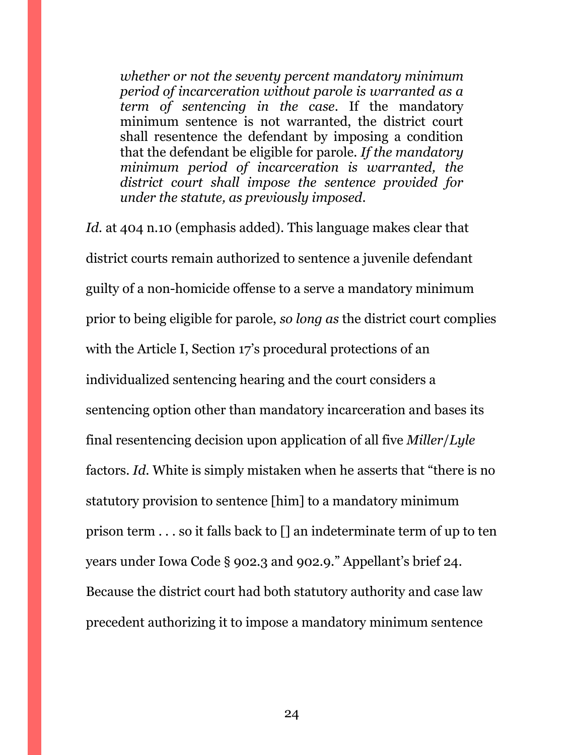> *whether or not the seventy percent mandatory minimum period of incarceration without parole is warranted as a term of sentencing in the case.* If the mandatory minimum sentence is not warranted, the district court shall resentence the defendant by imposing a condition that the defendant be eligible for parole. *If the mandatory minimum period of incarceration is warranted, the district court shall impose the sentence provided for under the statute, as previously imposed.*

*Id.* at 404 n.10 (emphasis added). This language makes clear that district courts remain authorized to sentence a juvenile defendant guilty of a non-homicide offense to a serve a mandatory minimum prior to being eligible for parole, *so long as* the district court complies with the Article I, Section 17's procedural protections of an individualized sentencing hearing and the court considers a sentencing option other than mandatory incarceration and bases its final resentencing decision upon application of all five *Miller*/*Lyle* factors. *Id.* White is simply mistaken when he asserts that "there is no statutory provision to sentence [him] to a mandatory minimum prison term . . . so it falls back to [] an indeterminate term of up to ten years under Iowa Code § 902.3 and 902.9." Appellant's brief 24. Because the district court had both statutory authority and case law precedent authorizing it to impose a mandatory minimum sentence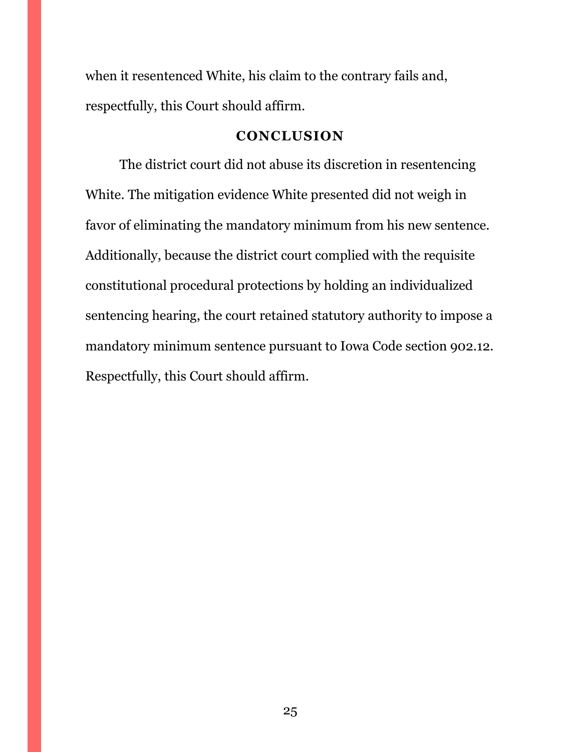when it resentenced White, his claim to the contrary fails and, respectfully, this Court should affirm.

## CONCLUSION

The district court did not abuse its discretion in resentencing White. The mitigation evidence White presented did not weigh in favor of eliminating the mandatory minimum from his new sentence. Additionally, because the district court complied with the requisite constitutional procedural protections by holding an individualized sentencing hearing, the court retained statutory authority to impose a mandatory minimum sentence pursuant to Iowa Code section 902.12. Respectfully, this Court should affirm.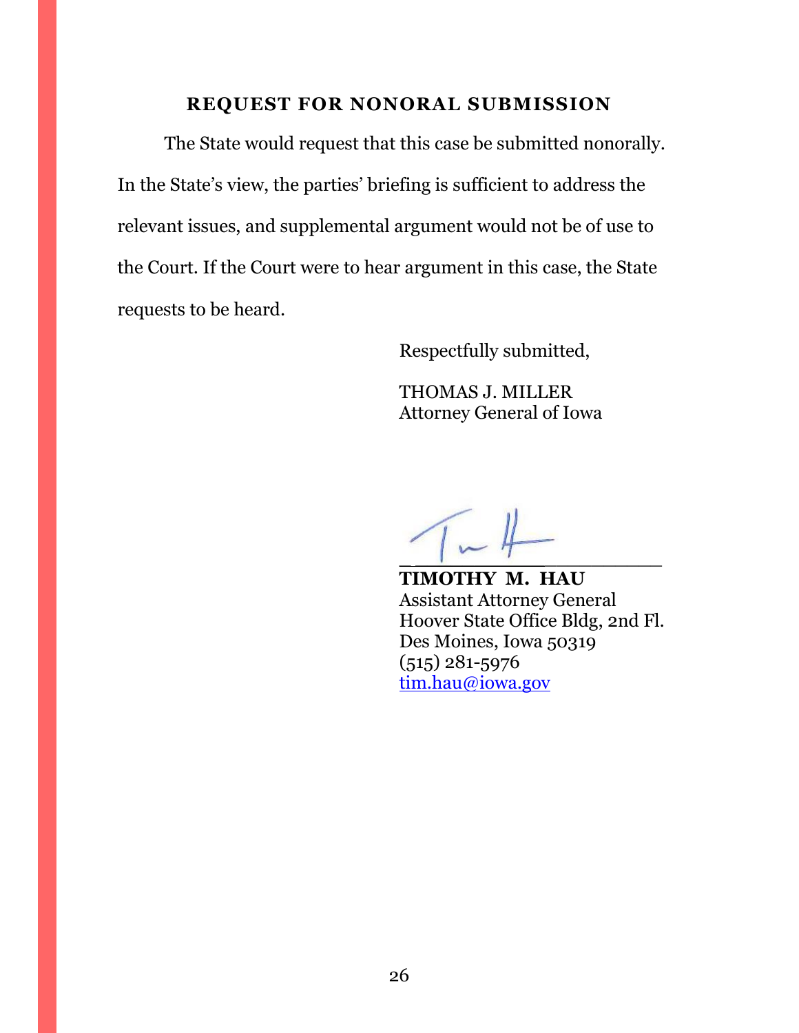## REQUEST FOR NONORAL SUBMISSION

The State would request that this case be submitted nonorally. In the State's view, the parties' briefing is sufficient to address the relevant issues, and supplemental argument would not be of use to the Court. If the Court were to hear argument in this case, the State requests to be heard.

Respectfully submitted,

THOMAS J. MILLER
Attorney General of Iowa

**TIMOTHY M. HAU**
Assistant Attorney General
Hoover State Office Bldg, 2nd Fl.
Des Moines, Iowa 50319
(515) 281-5976
tim.hau@iowa.gov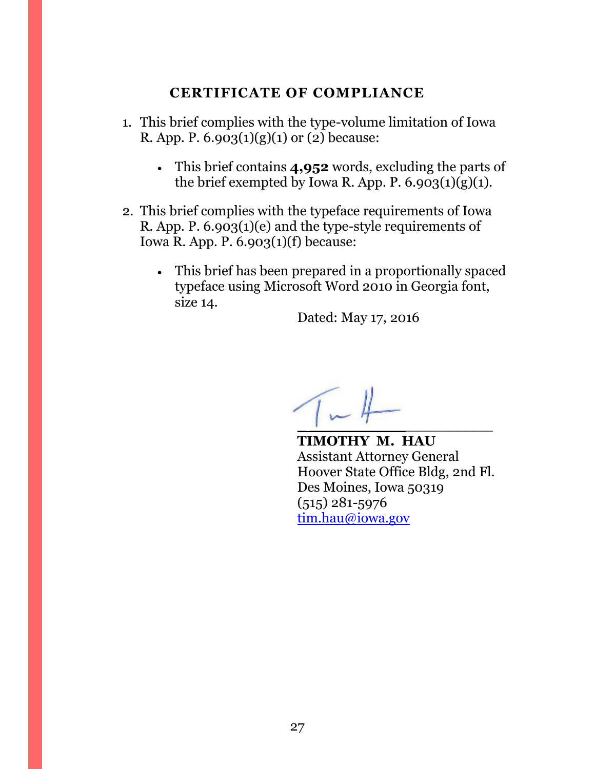## CERTIFICATE OF COMPLIANCE

1. This brief complies with the type-volume limitation of Iowa R. App. P. 6.903(1)(g)(1) or (2) because:

   - This brief contains **4,952** words, excluding the parts of the brief exempted by Iowa R. App. P. 6.903(1)(g)(1).

2. This brief complies with the typeface requirements of Iowa R. App. P. 6.903(1)(e) and the type-style requirements of Iowa R. App. P. 6.903(1)(f) because:

   - This brief has been prepared in a proportionally spaced typeface using Microsoft Word 2010 in Georgia font, size 14.

Dated: May 17, 2016

\_\_\_\_\_\_\_\_\_\_\_\_\_\_\_\_\_\_\_\_\_\_\_\_

**TIMOTHY M. HAU**
Assistant Attorney General
Hoover State Office Bldg, 2nd Fl.
Des Moines, Iowa 50319
(515) 281-5976
tim.hau@iowa.gov